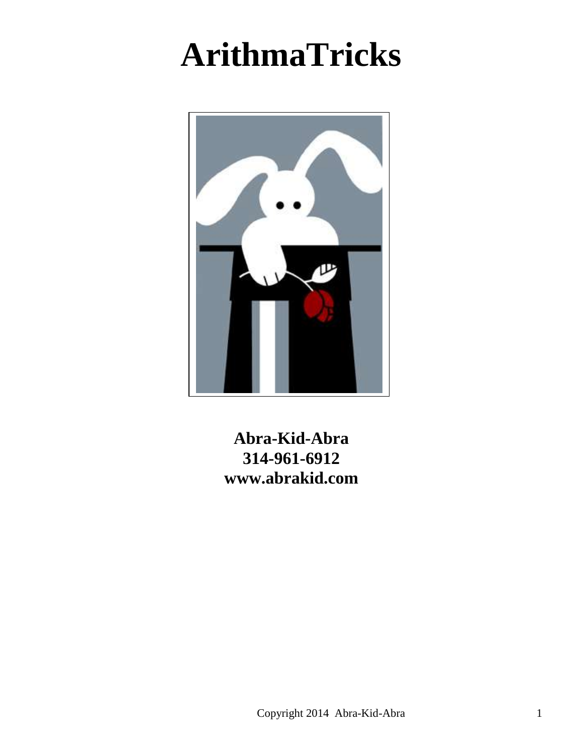# ArithmaTricks

**Abra-Kid-Abra**
**314-961-6912**
**www.abrakid.com**

Copyright 2014 Abra-Kid-Abra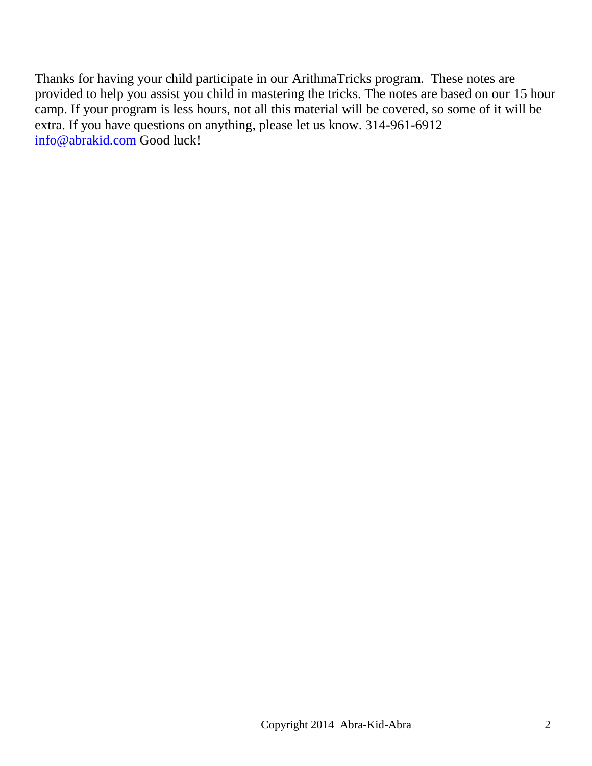Thanks for having your child participate in our ArithmaTricks program. These notes are provided to help you assist you child in mastering the tricks. The notes are based on our 15 hour camp. If your program is less hours, not all this material will be covered, so some of it will be extra. If you have questions on anything, please let us know. 314-961-6912 [info@abrakid.com](mailto:info@abrakid.com) Good luck!

Copyright 2014 Abra-Kid-Abra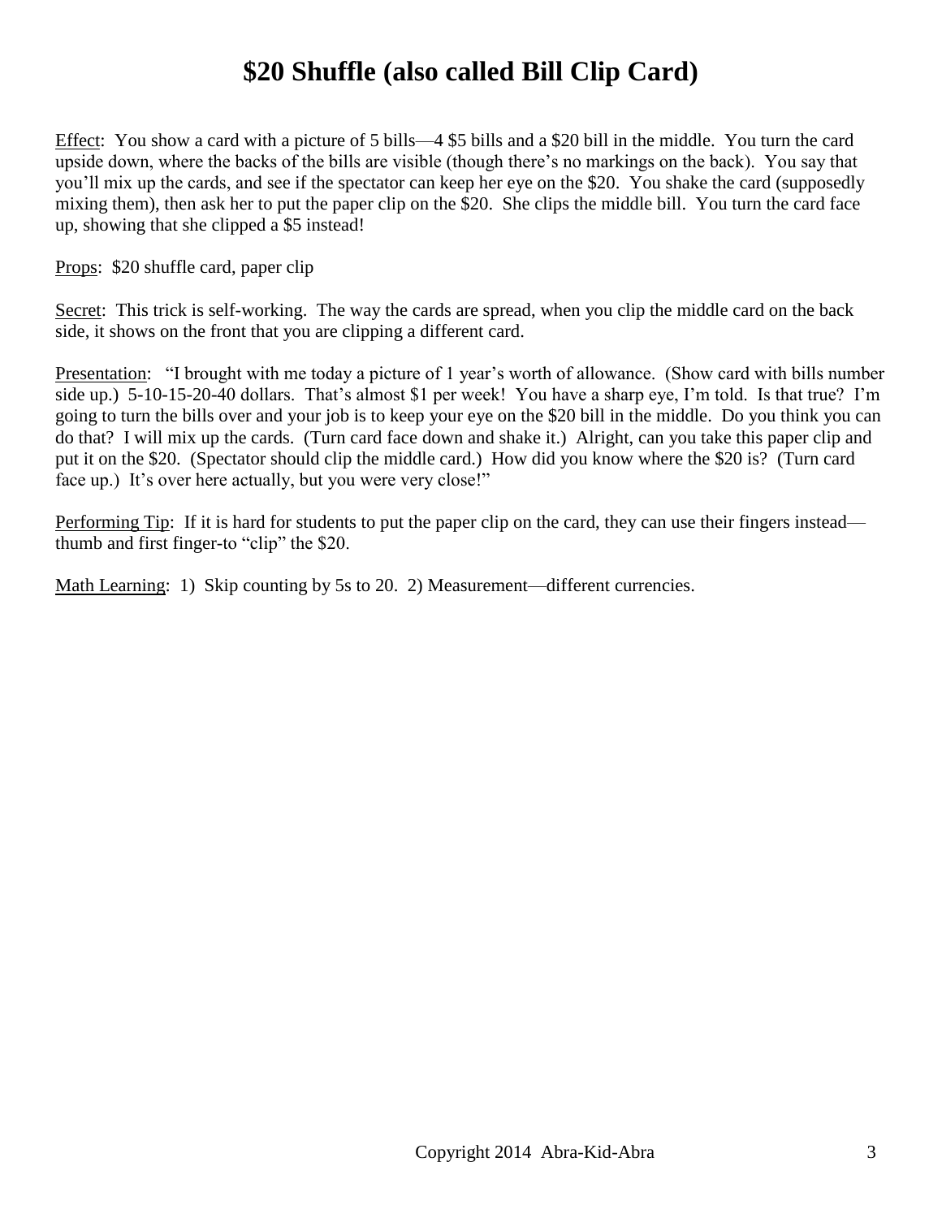# $20 Shuffle (also called Bill Clip Card)

Effect: You show a card with a picture of 5 bills—4 $5 bills and a $20 bill in the middle. You turn the card upside down, where the backs of the bills are visible (though there's no markings on the back). You say that you'll mix up the cards, and see if the spectator can keep her eye on the $20. You shake the card (supposedly mixing them), then ask her to put the paper clip on the $20. She clips the middle bill. You turn the card face up, showing that she clipped a $5 instead!

Props: $20 shuffle card, paper clip

Secret: This trick is self-working. The way the cards are spread, when you clip the middle card on the back side, it shows on the front that you are clipping a different card.

Presentation: "I brought with me today a picture of 1 year's worth of allowance. (Show card with bills number side up.) 5-10-15-20-40 dollars. That's almost $1 per week! You have a sharp eye, I'm told. Is that true? I'm going to turn the bills over and your job is to keep your eye on the $20 bill in the middle. Do you think you can do that? I will mix up the cards. (Turn card face down and shake it.) Alright, can you take this paper clip and put it on the $20. (Spectator should clip the middle card.) How did you know where the $20 is? (Turn card face up.) It's over here actually, but you were very close!"

Performing Tip: If it is hard for students to put the paper clip on the card, they can use their fingers instead—thumb and first finger-to "clip" the $20.

Math Learning: 1) Skip counting by 5s to 20. 2) Measurement—different currencies.

Copyright 2014 Abra-Kid-Abra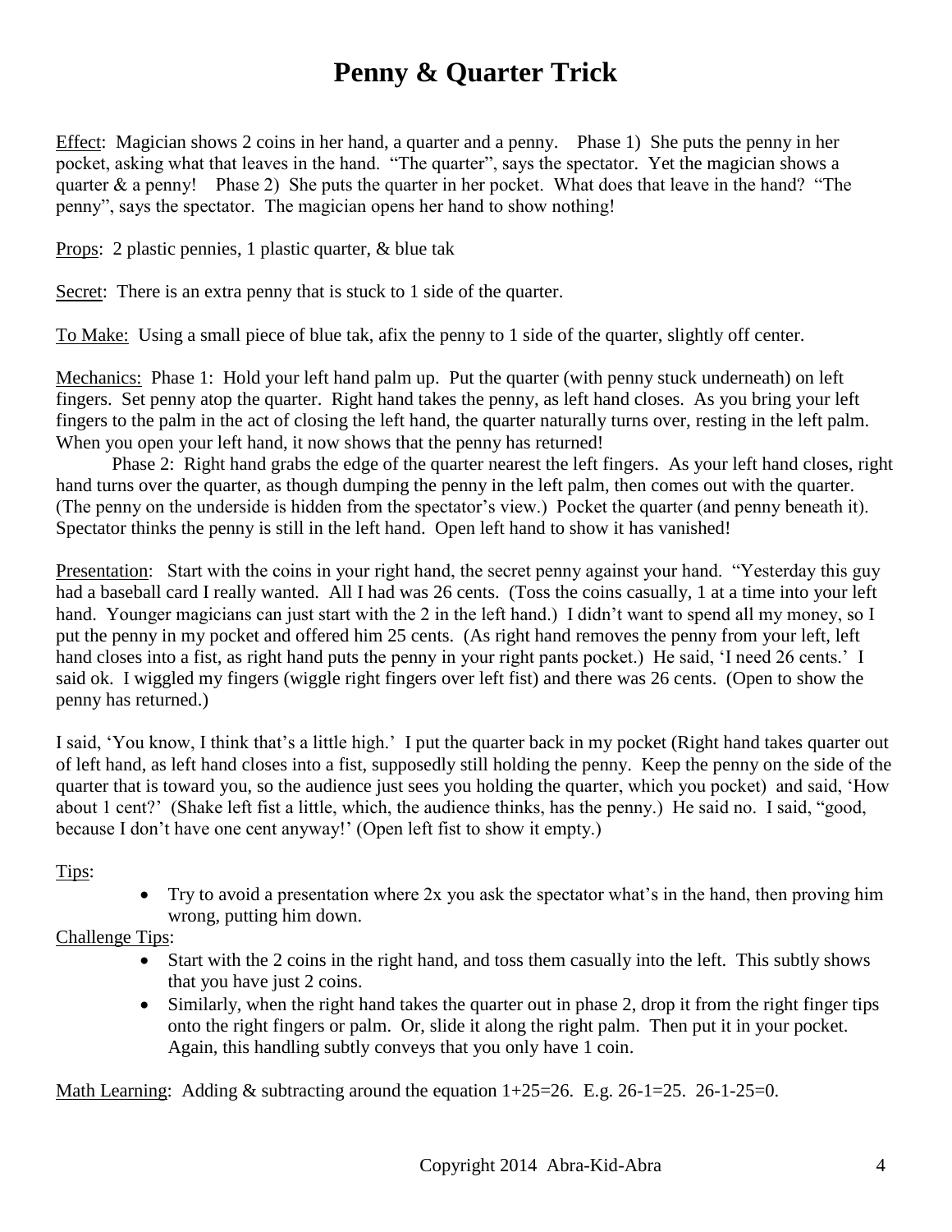# Penny & Quarter Trick

Effect: Magician shows 2 coins in her hand, a quarter and a penny. Phase 1) She puts the penny in her pocket, asking what that leaves in the hand. "The quarter", says the spectator. Yet the magician shows a quarter & a penny! Phase 2) She puts the quarter in her pocket. What does that leave in the hand? "The penny", says the spectator. The magician opens her hand to show nothing!

Props: 2 plastic pennies, 1 plastic quarter, & blue tak

Secret: There is an extra penny that is stuck to 1 side of the quarter.

To Make: Using a small piece of blue tak, afix the penny to 1 side of the quarter, slightly off center.

Mechanics: Phase 1: Hold your left hand palm up. Put the quarter (with penny stuck underneath) on left fingers. Set penny atop the quarter. Right hand takes the penny, as left hand closes. As you bring your left fingers to the palm in the act of closing the left hand, the quarter naturally turns over, resting in the left palm. When you open your left hand, it now shows that the penny has returned!

Phase 2: Right hand grabs the edge of the quarter nearest the left fingers. As your left hand closes, right hand turns over the quarter, as though dumping the penny in the left palm, then comes out with the quarter. (The penny on the underside is hidden from the spectator's view.) Pocket the quarter (and penny beneath it). Spectator thinks the penny is still in the left hand. Open left hand to show it has vanished!

Presentation: Start with the coins in your right hand, the secret penny against your hand. "Yesterday this guy had a baseball card I really wanted. All I had was 26 cents. (Toss the coins casually, 1 at a time into your left hand. Younger magicians can just start with the 2 in the left hand.) I didn't want to spend all my money, so I put the penny in my pocket and offered him 25 cents. (As right hand removes the penny from your left, left hand closes into a fist, as right hand puts the penny in your right pants pocket.) He said, 'I need 26 cents.' I said ok. I wiggled my fingers (wiggle right fingers over left fist) and there was 26 cents. (Open to show the penny has returned.)

I said, 'You know, I think that's a little high.' I put the quarter back in my pocket (Right hand takes quarter out of left hand, as left hand closes into a fist, supposedly still holding the penny. Keep the penny on the side of the quarter that is toward you, so the audience just sees you holding the quarter, which you pocket) and said, 'How about 1 cent?' (Shake left fist a little, which, the audience thinks, has the penny.) He said no. I said, "good, because I don't have one cent anyway!' (Open left fist to show it empty.)

Tips:

- Try to avoid a presentation where 2x you ask the spectator what's in the hand, then proving him wrong, putting him down.

Challenge Tips:

- Start with the 2 coins in the right hand, and toss them casually into the left. This subtly shows that you have just 2 coins.
- Similarly, when the right hand takes the quarter out in phase 2, drop it from the right finger tips onto the right fingers or palm. Or, slide it along the right palm. Then put it in your pocket. Again, this handling subtly conveys that you only have 1 coin.

Math Learning: Adding & subtracting around the equation $1+25=26$. E.g. $26-1=25$. $26-1-25=0$.

Copyright 2014 Abra-Kid-Abra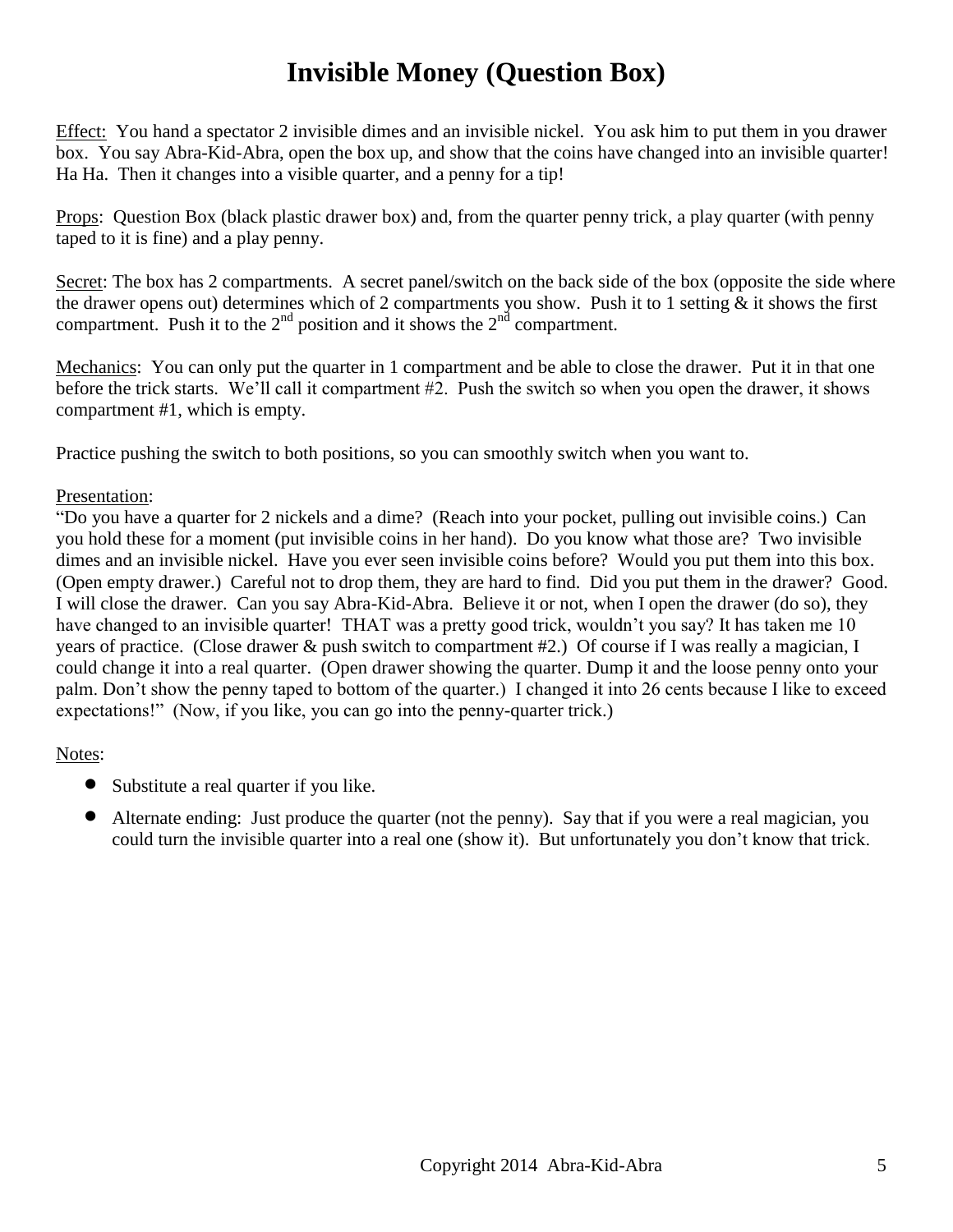# Invisible Money (Question Box)

Effect: You hand a spectator 2 invisible dimes and an invisible nickel. You ask him to put them in you drawer box. You say Abra-Kid-Abra, open the box up, and show that the coins have changed into an invisible quarter! Ha Ha. Then it changes into a visible quarter, and a penny for a tip!

Props: Question Box (black plastic drawer box) and, from the quarter penny trick, a play quarter (with penny taped to it is fine) and a play penny.

Secret: The box has 2 compartments. A secret panel/switch on the back side of the box (opposite the side where the drawer opens out) determines which of 2 compartments you show. Push it to 1 setting & it shows the first compartment. Push it to the 2nd position and it shows the 2nd compartment.

Mechanics: You can only put the quarter in 1 compartment and be able to close the drawer. Put it in that one before the trick starts. We'll call it compartment #2. Push the switch so when you open the drawer, it shows compartment #1, which is empty.

Practice pushing the switch to both positions, so you can smoothly switch when you want to.

Presentation:
"Do you have a quarter for 2 nickels and a dime? (Reach into your pocket, pulling out invisible coins.) Can you hold these for a moment (put invisible coins in her hand). Do you know what those are? Two invisible dimes and an invisible nickel. Have you ever seen invisible coins before? Would you put them into this box. (Open empty drawer.) Careful not to drop them, they are hard to find. Did you put them in the drawer? Good. I will close the drawer. Can you say Abra-Kid-Abra. Believe it or not, when I open the drawer (do so), they have changed to an invisible quarter! THAT was a pretty good trick, wouldn't you say? It has taken me 10 years of practice. (Close drawer & push switch to compartment #2.) Of course if I was really a magician, I could change it into a real quarter. (Open drawer showing the quarter. Dump it and the loose penny onto your palm. Don't show the penny taped to bottom of the quarter.) I changed it into 26 cents because I like to exceed expectations!" (Now, if you like, you can go into the penny-quarter trick.)

Notes:

- Substitute a real quarter if you like.
- Alternate ending: Just produce the quarter (not the penny). Say that if you were a real magician, you could turn the invisible quarter into a real one (show it). But unfortunately you don't know that trick.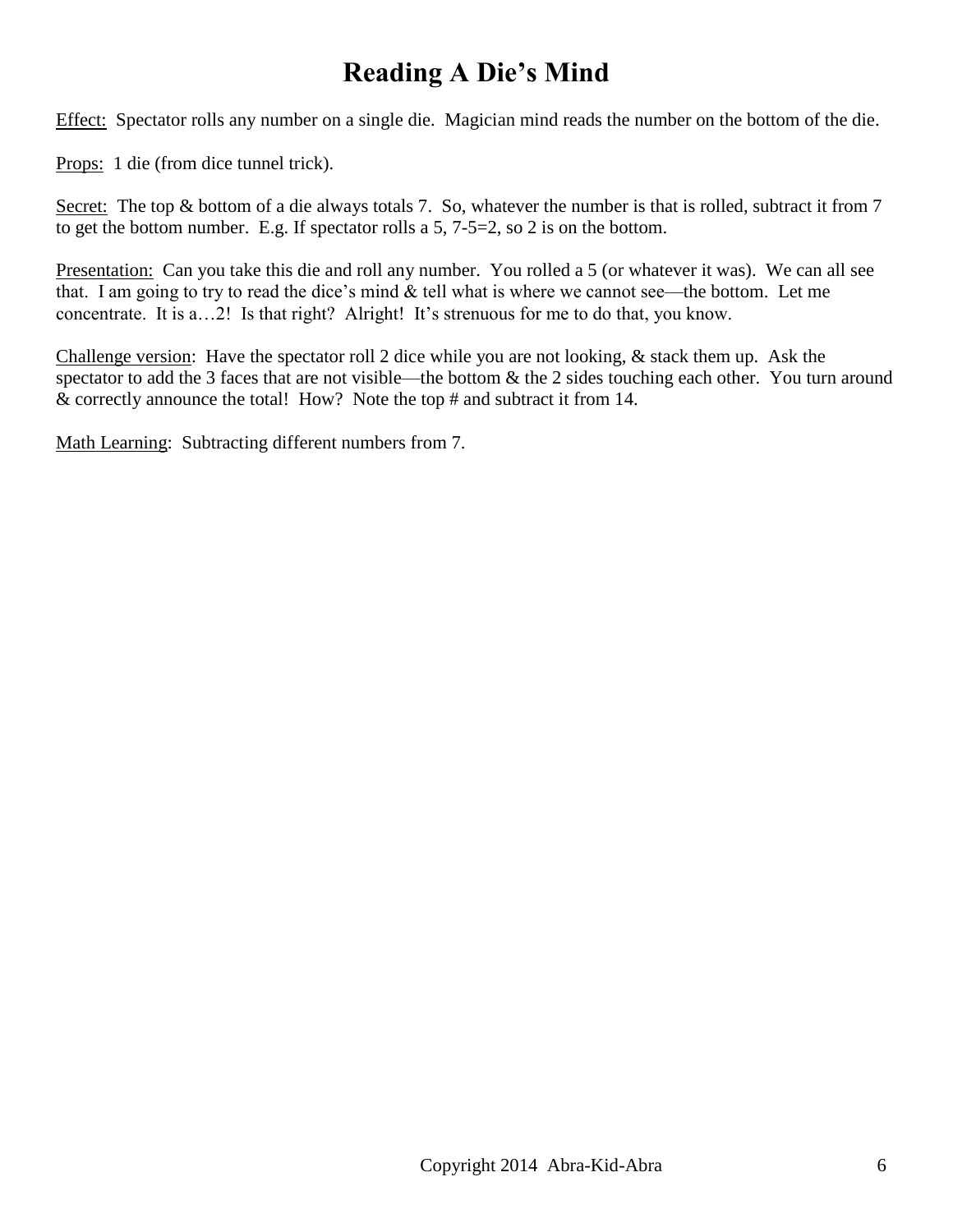# Reading A Die's Mind

Effect: Spectator rolls any number on a single die. Magician mind reads the number on the bottom of the die.

Props: 1 die (from dice tunnel trick).

Secret: The top & bottom of a die always totals 7. So, whatever the number is that is rolled, subtract it from 7 to get the bottom number. E.g. If spectator rolls a 5, 7-5=2, so 2 is on the bottom.

Presentation: Can you take this die and roll any number. You rolled a 5 (or whatever it was). We can all see that. I am going to try to read the dice's mind & tell what is where we cannot see—the bottom. Let me concentrate. It is a…2! Is that right? Alright! It's strenuous for me to do that, you know.

Challenge version: Have the spectator roll 2 dice while you are not looking, & stack them up. Ask the spectator to add the 3 faces that are not visible—the bottom & the 2 sides touching each other. You turn around & correctly announce the total! How? Note the top # and subtract it from 14.

Math Learning: Subtracting different numbers from 7.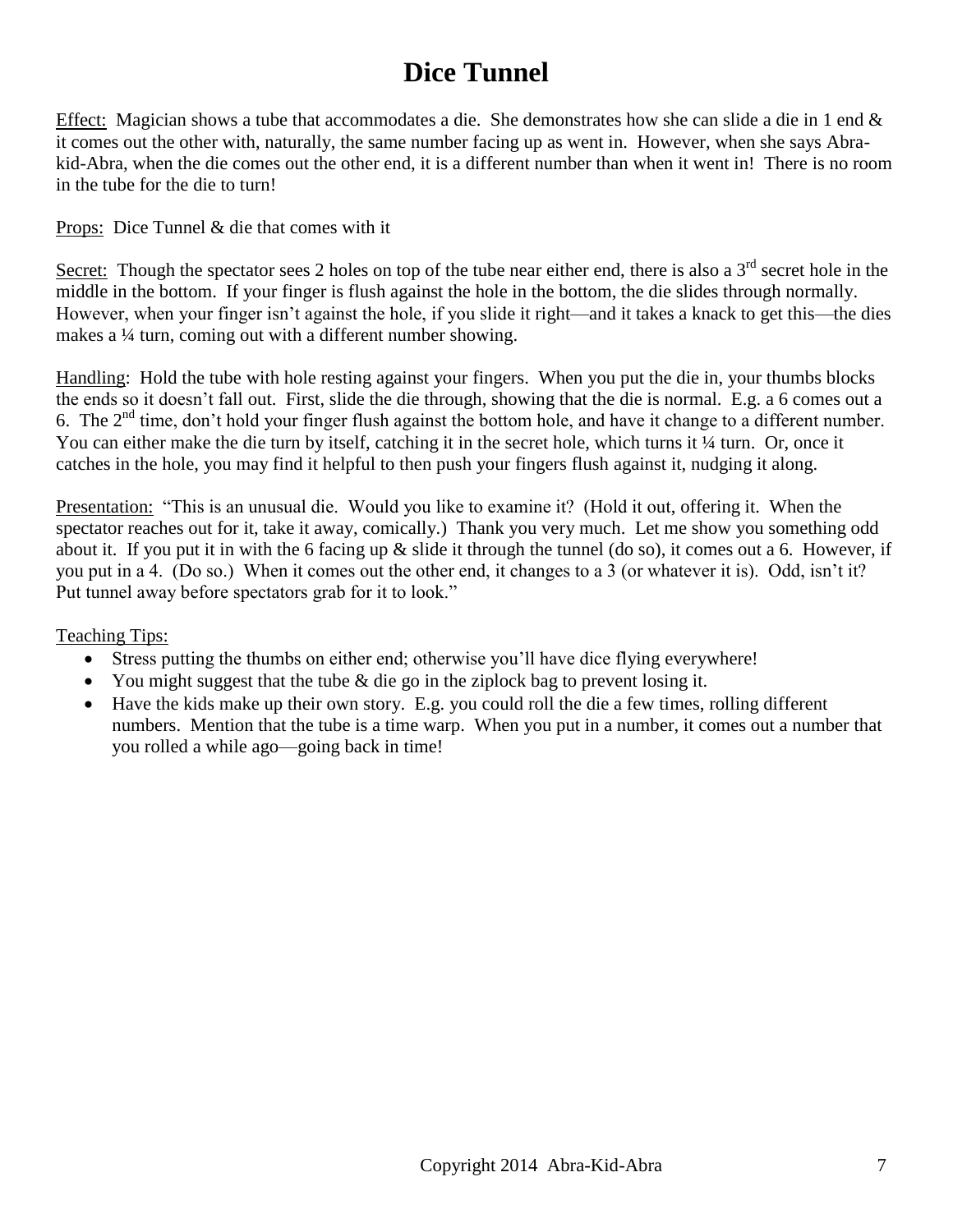# Dice Tunnel

Effect: Magician shows a tube that accommodates a die. She demonstrates how she can slide a die in 1 end & it comes out the other with, naturally, the same number facing up as went in. However, when she says Abra-kid-Abra, when the die comes out the other end, it is a different number than when it went in! There is no room in the tube for the die to turn!

Props: Dice Tunnel & die that comes with it

Secret: Though the spectator sees 2 holes on top of the tube near either end, there is also a 3rd secret hole in the middle in the bottom. If your finger is flush against the hole in the bottom, the die slides through normally. However, when your finger isn't against the hole, if you slide it right—and it takes a knack to get this—the dies makes a ¼ turn, coming out with a different number showing.

Handling: Hold the tube with hole resting against your fingers. When you put the die in, your thumbs blocks the ends so it doesn't fall out. First, slide the die through, showing that the die is normal. E.g. a 6 comes out a 6. The 2nd time, don't hold your finger flush against the bottom hole, and have it change to a different number. You can either make the die turn by itself, catching it in the secret hole, which turns it ¼ turn. Or, once it catches in the hole, you may find it helpful to then push your fingers flush against it, nudging it along.

Presentation: "This is an unusual die. Would you like to examine it? (Hold it out, offering it. When the spectator reaches out for it, take it away, comically.) Thank you very much. Let me show you something odd about it. If you put it in with the 6 facing up & slide it through the tunnel (do so), it comes out a 6. However, if you put in a 4. (Do so.) When it comes out the other end, it changes to a 3 (or whatever it is). Odd, isn't it? Put tunnel away before spectators grab for it to look."

Teaching Tips:

- Stress putting the thumbs on either end; otherwise you'll have dice flying everywhere!
- You might suggest that the tube & die go in the ziplock bag to prevent losing it.
- Have the kids make up their own story. E.g. you could roll the die a few times, rolling different numbers. Mention that the tube is a time warp. When you put in a number, it comes out a number that you rolled a while ago—going back in time!

Copyright 2014 Abra-Kid-Abra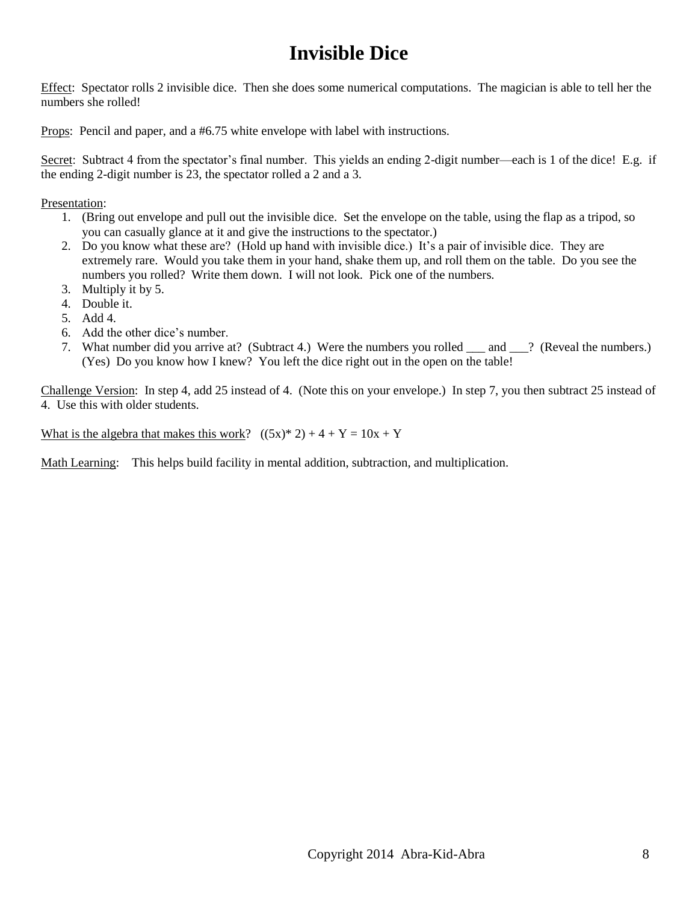# Invisible Dice

Effect: Spectator rolls 2 invisible dice. Then she does some numerical computations. The magician is able to tell her the numbers she rolled!

Props: Pencil and paper, and a #6.75 white envelope with label with instructions.

Secret: Subtract 4 from the spectator's final number. This yields an ending 2-digit number—each is 1 of the dice! E.g. if the ending 2-digit number is 23, the spectator rolled a 2 and a 3.

Presentation:

1. (Bring out envelope and pull out the invisible dice. Set the envelope on the table, using the flap as a tripod, so you can casually glance at it and give the instructions to the spectator.)
2. Do you know what these are? (Hold up hand with invisible dice.) It's a pair of invisible dice. They are extremely rare. Would you take them in your hand, shake them up, and roll them on the table. Do you see the numbers you rolled? Write them down. I will not look. Pick one of the numbers.
3. Multiply it by 5.
4. Double it.
5. Add 4.
6. Add the other dice's number.
7. What number did you arrive at? (Subtract 4.) Were the numbers you rolled ___ and ___? (Reveal the numbers.) (Yes) Do you know how I knew? You left the dice right out in the open on the table!

Challenge Version: In step 4, add 25 instead of 4. (Note this on your envelope.) In step 7, you then subtract 25 instead of 4. Use this with older students.

What is the algebra that makes this work? $((5x)* 2) + 4 + Y = 10x + Y$

Math Learning: This helps build facility in mental addition, subtraction, and multiplication.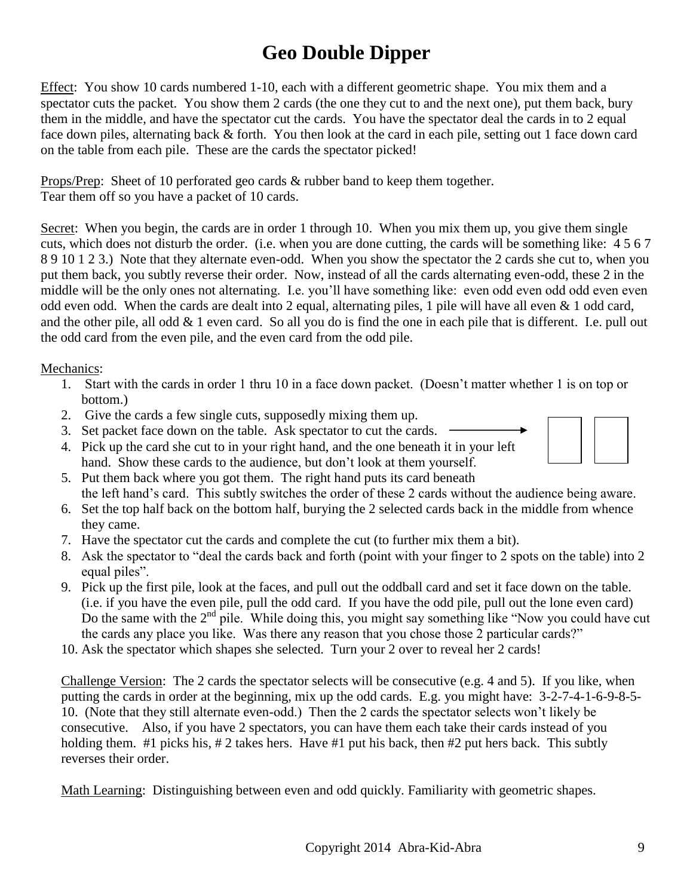# Geo Double Dipper

Effect: You show 10 cards numbered 1-10, each with a different geometric shape. You mix them and a spectator cuts the packet. You show them 2 cards (the one they cut to and the next one), put them back, bury them in the middle, and have the spectator cut the cards. You have the spectator deal the cards in to 2 equal face down piles, alternating back & forth. You then look at the card in each pile, setting out 1 face down card on the table from each pile. These are the cards the spectator picked!

Props/Prep: Sheet of 10 perforated geo cards & rubber band to keep them together. Tear them off so you have a packet of 10 cards.

Secret: When you begin, the cards are in order 1 through 10. When you mix them up, you give them single cuts, which does not disturb the order. (i.e. when you are done cutting, the cards will be something like: 4 5 6 7 8 9 10 1 2 3.) Note that they alternate even-odd. When you show the spectator the 2 cards she cut to, when you put them back, you subtly reverse their order. Now, instead of all the cards alternating even-odd, these 2 in the middle will be the only ones not alternating. I.e. you'll have something like: even odd even odd odd even even odd even odd. When the cards are dealt into 2 equal, alternating piles, 1 pile will have all even & 1 odd card, and the other pile, all odd & 1 even card. So all you do is find the one in each pile that is different. I.e. pull out the odd card from the even pile, and the even card from the odd pile.

Mechanics:

1. Start with the cards in order 1 thru 10 in a face down packet. (Doesn't matter whether 1 is on top or bottom.)
2. Give the cards a few single cuts, supposedly mixing them up.
3. Set packet face down on the table. Ask spectator to cut the cards.
4. Pick up the card she cut to in your right hand, and the one beneath it in your left hand. Show these cards to the audience, but don't look at them yourself.
5. Put them back where you got them. The right hand puts its card beneath the left hand's card. This subtly switches the order of these 2 cards without the audience being aware.
6. Set the top half back on the bottom half, burying the 2 selected cards back in the middle from whence they came.
7. Have the spectator cut the cards and complete the cut (to further mix them a bit).
8. Ask the spectator to "deal the cards back and forth (point with your finger to 2 spots on the table) into 2 equal piles".
9. Pick up the first pile, look at the faces, and pull out the oddball card and set it face down on the table. (i.e. if you have the even pile, pull the odd card. If you have the odd pile, pull out the lone even card) Do the same with the 2nd pile. While doing this, you might say something like "Now you could have cut the cards any place you like. Was there any reason that you chose those 2 particular cards?"
10. Ask the spectator which shapes she selected. Turn your 2 over to reveal her 2 cards!

Challenge Version: The 2 cards the spectator selects will be consecutive (e.g. 4 and 5). If you like, when putting the cards in order at the beginning, mix up the odd cards. E.g. you might have: 3-2-7-4-1-6-9-8-5-10. (Note that they still alternate even-odd.) Then the 2 cards the spectator selects won't likely be consecutive. Also, if you have 2 spectators, you can have them each take their cards instead of you holding them. #1 picks his, # 2 takes hers. Have #1 put his back, then #2 put hers back. This subtly reverses their order.

Math Learning: Distinguishing between even and odd quickly. Familiarity with geometric shapes.

Copyright 2014 Abra-Kid-Abra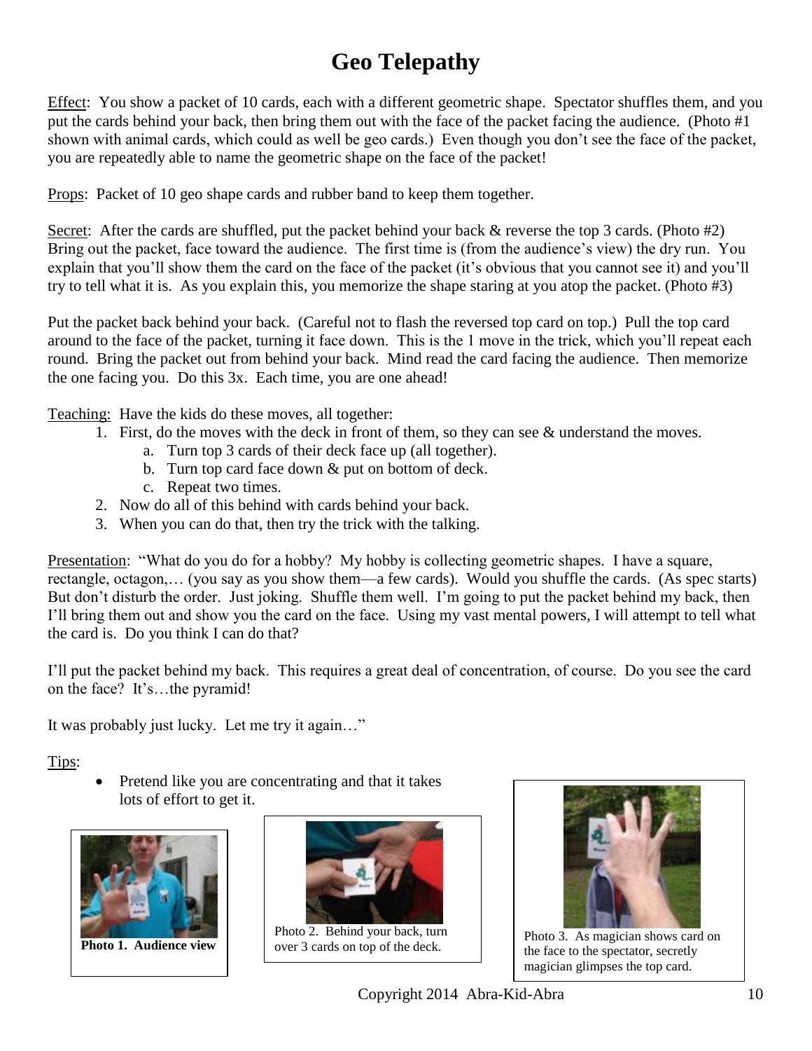# Geo Telepathy

Effect: You show a packet of 10 cards, each with a different geometric shape. Spectator shuffles them, and you put the cards behind your back, then bring them out with the face of the packet facing the audience. (Photo #1 shown with animal cards, which could as well be geo cards.) Even though you don't see the face of the packet, you are repeatedly able to name the geometric shape on the face of the packet!

Props: Packet of 10 geo shape cards and rubber band to keep them together.

Secret: After the cards are shuffled, put the packet behind your back & reverse the top 3 cards. (Photo #2) Bring out the packet, face toward the audience. The first time is (from the audience's view) the dry run. You explain that you'll show them the card on the face of the packet (it's obvious that you cannot see it) and you'll try to tell what it is. As you explain this, you memorize the shape staring at you atop the packet. (Photo #3)

Put the packet back behind your back. (Careful not to flash the reversed top card on top.) Pull the top card around to the face of the packet, turning it face down. This is the 1 move in the trick, which you'll repeat each round. Bring the packet out from behind your back. Mind read the card facing the audience. Then memorize the one facing you. Do this 3x. Each time, you are one ahead!

Teaching: Have the kids do these moves, all together:

1. First, do the moves with the deck in front of them, so they can see & understand the moves.
   a. Turn top 3 cards of their deck face up (all together).
   b. Turn top card face down & put on bottom of deck.
   c. Repeat two times.
2. Now do all of this behind with cards behind your back.
3. When you can do that, then try the trick with the talking.

Presentation: "What do you do for a hobby? My hobby is collecting geometric shapes. I have a square, rectangle, octagon,… (you say as you show them—a few cards). Would you shuffle the cards. (As spec starts) But don't disturb the order. Just joking. Shuffle them well. I'm going to put the packet behind my back, then I'll bring them out and show you the card on the face. Using my vast mental powers, I will attempt to tell what the card is. Do you think I can do that?

I'll put the packet behind my back. This requires a great deal of concentration, of course. Do you see the card on the face? It's…the pyramid!

It was probably just lucky. Let me try it again…"

Tips:

- Pretend like you are concentrating and that it takes lots of effort to get it.

**Photo 1. Audience view**

Photo 2. Behind your back, turn over 3 cards on top of the deck.

Photo 3. As magician shows card on the face to the spectator, secretly magician glimpses the top card.

Copyright 2014 Abra-Kid-Abra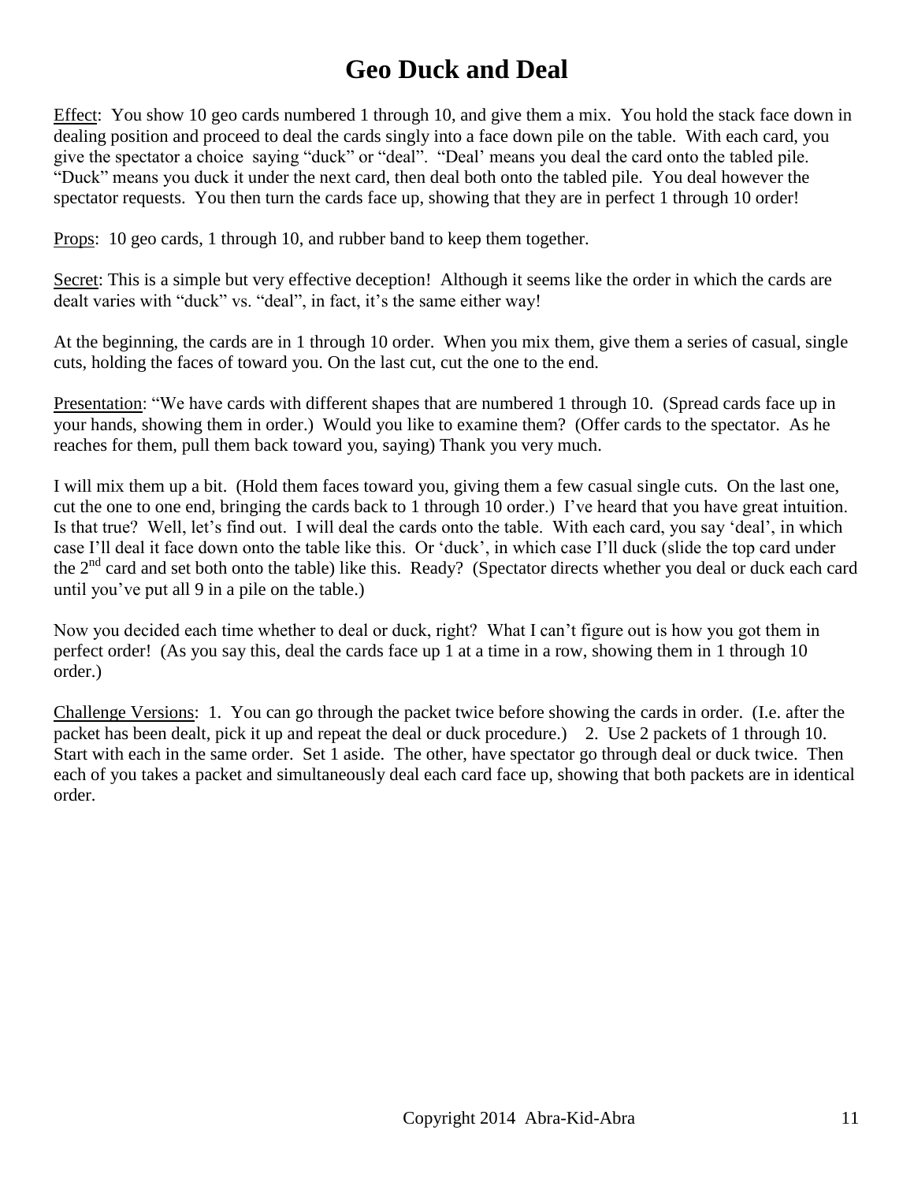# Geo Duck and Deal

Effect: You show 10 geo cards numbered 1 through 10, and give them a mix. You hold the stack face down in dealing position and proceed to deal the cards singly into a face down pile on the table. With each card, you give the spectator a choice saying "duck" or "deal". "Deal' means you deal the card onto the tabled pile. "Duck" means you duck it under the next card, then deal both onto the tabled pile. You deal however the spectator requests. You then turn the cards face up, showing that they are in perfect 1 through 10 order!

Props: 10 geo cards, 1 through 10, and rubber band to keep them together.

Secret: This is a simple but very effective deception! Although it seems like the order in which the cards are dealt varies with "duck" vs. "deal", in fact, it's the same either way!

At the beginning, the cards are in 1 through 10 order. When you mix them, give them a series of casual, single cuts, holding the faces of toward you. On the last cut, cut the one to the end.

Presentation: "We have cards with different shapes that are numbered 1 through 10. (Spread cards face up in your hands, showing them in order.) Would you like to examine them? (Offer cards to the spectator. As he reaches for them, pull them back toward you, saying) Thank you very much.

I will mix them up a bit. (Hold them faces toward you, giving them a few casual single cuts. On the last one, cut the one to one end, bringing the cards back to 1 through 10 order.) I've heard that you have great intuition. Is that true? Well, let's find out. I will deal the cards onto the table. With each card, you say 'deal', in which case I'll deal it face down onto the table like this. Or 'duck', in which case I'll duck (slide the top card under the 2nd card and set both onto the table) like this. Ready? (Spectator directs whether you deal or duck each card until you've put all 9 in a pile on the table.)

Now you decided each time whether to deal or duck, right? What I can't figure out is how you got them in perfect order! (As you say this, deal the cards face up 1 at a time in a row, showing them in 1 through 10 order.)

Challenge Versions: 1. You can go through the packet twice before showing the cards in order. (I.e. after the packet has been dealt, pick it up and repeat the deal or duck procedure.) 2. Use 2 packets of 1 through 10. Start with each in the same order. Set 1 aside. The other, have spectator go through deal or duck twice. Then each of you takes a packet and simultaneously deal each card face up, showing that both packets are in identical order.

Copyright 2014 Abra-Kid-Abra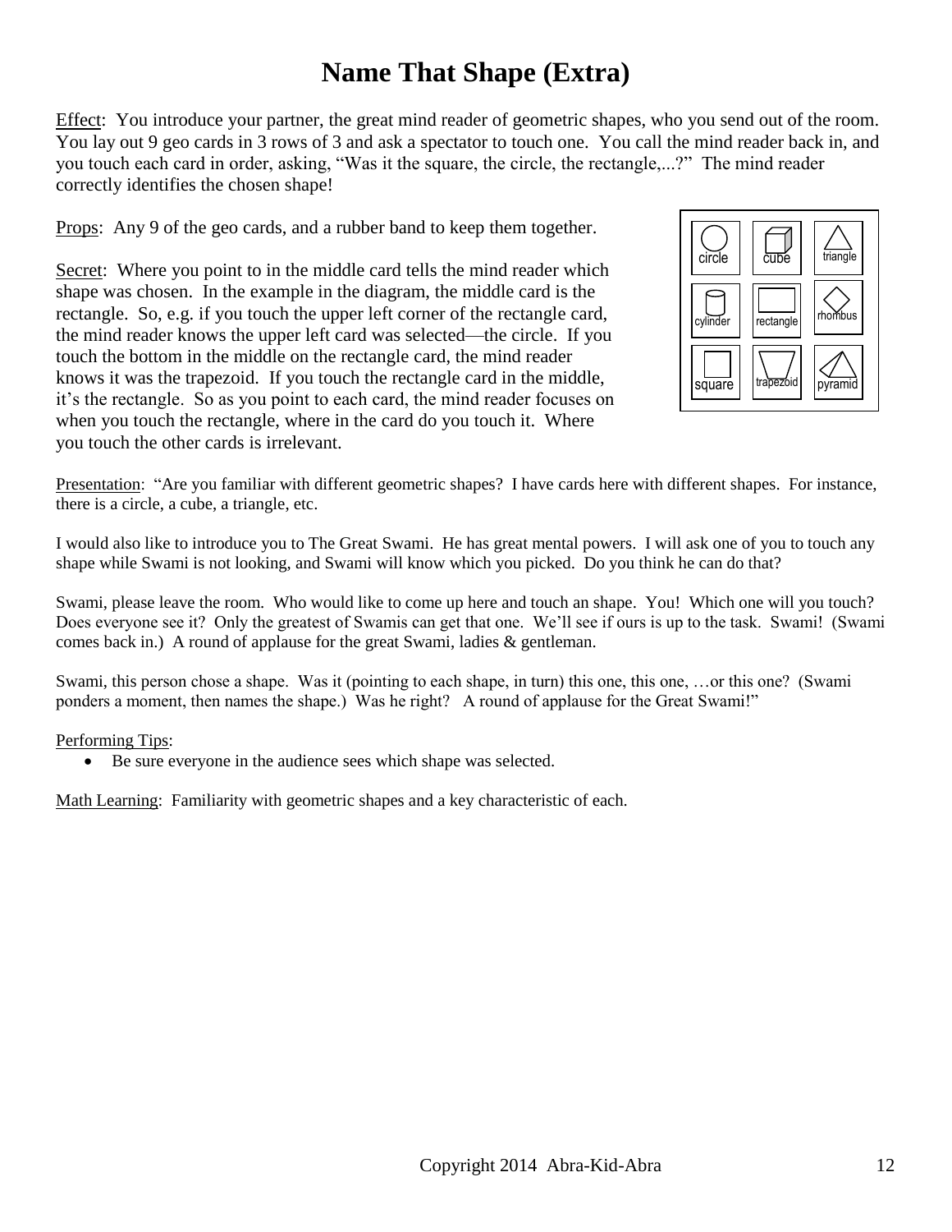# Name That Shape (Extra)

Effect: You introduce your partner, the great mind reader of geometric shapes, who you send out of the room. You lay out 9 geo cards in 3 rows of 3 and ask a spectator to touch one. You call the mind reader back in, and you touch each card in order, asking, "Was it the square, the circle, the rectangle,...?" The mind reader correctly identifies the chosen shape!

Props: Any 9 of the geo cards, and a rubber band to keep them together.

| circle | cube | triangle |
|---|---|---|
| cylinder | rectangle | rhombus |
| square | trapezoid | pyramid |

Secret: Where you point to in the middle card tells the mind reader which shape was chosen. In the example in the diagram, the middle card is the rectangle. So, e.g. if you touch the upper left corner of the rectangle card, the mind reader knows the upper left card was selected—the circle. If you touch the bottom in the middle on the rectangle card, the mind reader knows it was the trapezoid. If you touch the rectangle card in the middle, it's the rectangle. So as you point to each card, the mind reader focuses on when you touch the rectangle, where in the card do you touch it. Where you touch the other cards is irrelevant.

Presentation: "Are you familiar with different geometric shapes? I have cards here with different shapes. For instance, there is a circle, a cube, a triangle, etc.

I would also like to introduce you to The Great Swami. He has great mental powers. I will ask one of you to touch any shape while Swami is not looking, and Swami will know which you picked. Do you think he can do that?

Swami, please leave the room. Who would like to come up here and touch an shape. You! Which one will you touch? Does everyone see it? Only the greatest of Swamis can get that one. We'll see if ours is up to the task. Swami! (Swami comes back in.) A round of applause for the great Swami, ladies & gentleman.

Swami, this person chose a shape. Was it (pointing to each shape, in turn) this one, this one, …or this one? (Swami ponders a moment, then names the shape.) Was he right? A round of applause for the Great Swami!"

Performing Tips:

- Be sure everyone in the audience sees which shape was selected.

Math Learning: Familiarity with geometric shapes and a key characteristic of each.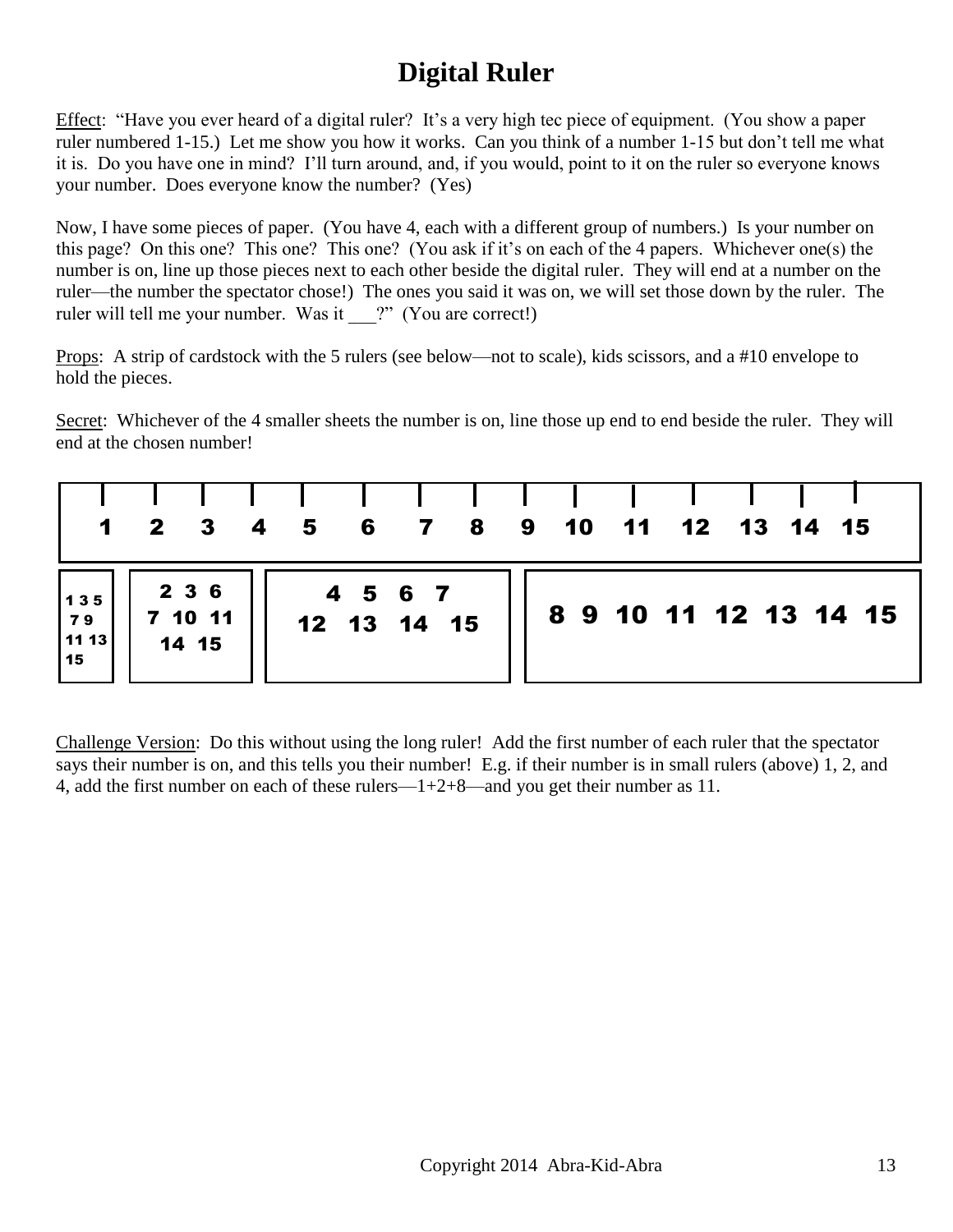# Digital Ruler

Effect: "Have you ever heard of a digital ruler? It's a very high tec piece of equipment. (You show a paper ruler numbered 1-15.) Let me show you how it works. Can you think of a number 1-15 but don't tell me what it is. Do you have one in mind? I'll turn around, and, if you would, point to it on the ruler so everyone knows your number. Does everyone know the number? (Yes)

Now, I have some pieces of paper. (You have 4, each with a different group of numbers.) Is your number on this page? On this one? This one? This one? (You ask if it's on each of the 4 papers. Whichever one(s) the number is on, line up those pieces next to each other beside the digital ruler. They will end at a number on the ruler—the number the spectator chose!) The ones you said it was on, we will set those down by the ruler. The ruler will tell me your number. Was it ___?" (You are correct!)

Props: A strip of cardstock with the 5 rulers (see below—not to scale), kids scissors, and a #10 envelope to hold the pieces.

Secret: Whichever of the 4 smaller sheets the number is on, line those up end to end beside the ruler. They will end at the chosen number!

| 1 | 2 | 3 | 4 | 5 | 6 | 7 | 8 | 9 | 10 | 11 | 12 | 13 | 14 | 15 |
|---|---|---|---|---|---|---|---|---|---|---|---|---|---|---|

| 1 3 5 7 9 11 13 15 | 2 3 6 7 10 11 14 15 | 4 5 6 7 12 13 14 15 | 8 9 10 11 12 13 14 15 |
|---|---|---|---|

Challenge Version: Do this without using the long ruler! Add the first number of each ruler that the spectator says their number is on, and this tells you their number! E.g. if their number is in small rulers (above) 1, 2, and 4, add the first number on each of these rulers—1+2+8—and you get their number as 11.

Copyright 2014 Abra-Kid-Abra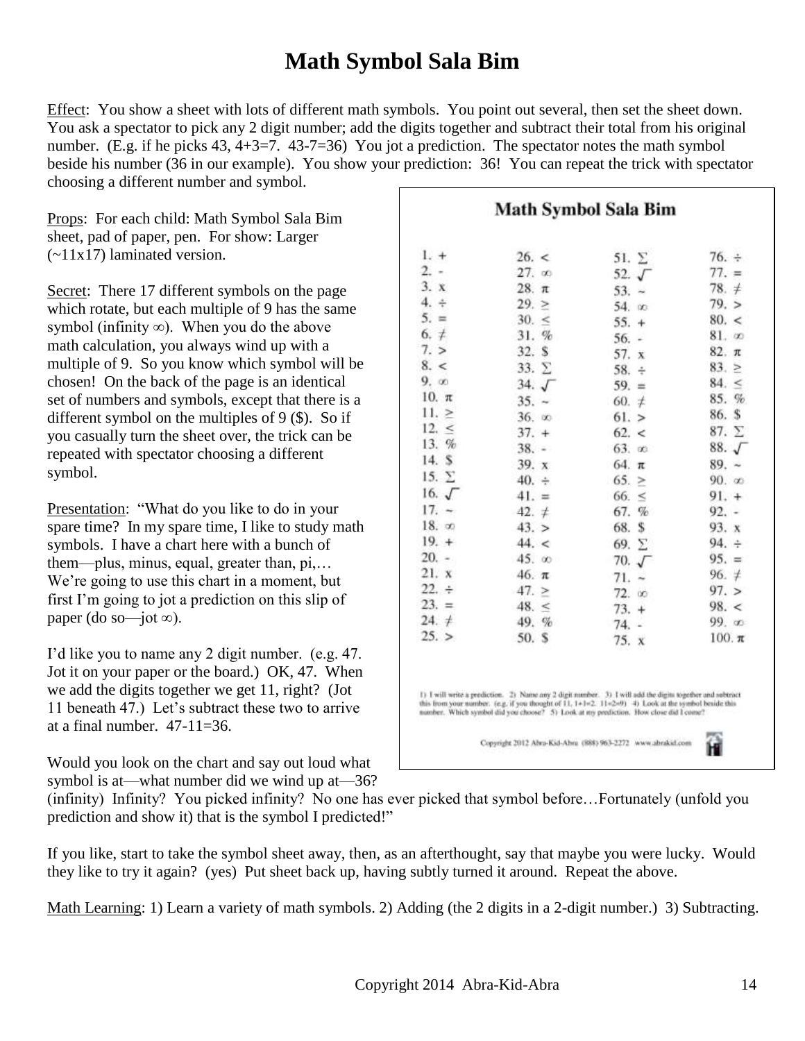# Math Symbol Sala Bim

Effect: You show a sheet with lots of different math symbols. You point out several, then set the sheet down. You ask a spectator to pick any 2 digit number; add the digits together and subtract their total from his original number. (E.g. if he picks 43, $4+3=7$. $43-7=36$) You jot a prediction. The spectator notes the math symbol beside his number (36 in our example). You show your prediction: 36! You can repeat the trick with spectator choosing a different number and symbol.

Props: For each child: Math Symbol Sala Bim sheet, pad of paper, pen. For show: Larger (~11x17) laminated version.

Secret: There 17 different symbols on the page which rotate, but each multiple of 9 has the same symbol (infinity $\infty$). When you do the above math calculation, you always wind up with a multiple of 9. So you know which symbol will be chosen! On the back of the page is an identical set of numbers and symbols, except that there is a different symbol on the multiples of 9 ($). So if you casually turn the sheet over, the trick can be repeated with spectator choosing a different symbol.

Presentation: "What do you like to do in your spare time? In my spare time, I like to study math symbols. I have a chart here with a bunch of them—plus, minus, equal, greater than, pi,… We're going to use this chart in a moment, but first I'm going to jot a prediction on this slip of paper (do so—jot $\infty$).

I'd like you to name any 2 digit number. (e.g. 47. Jot it on your paper or the board.) OK, 47. When we add the digits together we get 11, right? (Jot 11 beneath 47.) Let's subtract these two to arrive at a final number. $47-11=36$.

Would you look on the chart and say out loud what symbol is at—what number did we wind up at—36? (infinity) Infinity? You picked infinity? No one has ever picked that symbol before…Fortunately (unfold you prediction and show it) that is the symbol I predicted!"

If you like, start to take the symbol sheet away, then, as an afterthought, say that maybe you were lucky. Would they like to try it again? (yes) Put sheet back up, having subtly turned it around. Repeat the above.

Math Learning: 1) Learn a variety of math symbols. 2) Adding (the 2 digits in a 2-digit number.) 3) Subtracting.

## Math Symbol Sala Bim

| | | | |
|---|---|---|---|
| 1. + | 26. < | 51. Σ | 76. ÷ |
| 2. - | 27. ∞ | 52. √ | 77. = |
| 3. x | 28. π | 53. ~ | 78. ≠ |
| 4. ÷ | 29. ≥ | 54. ∞ | 79. > |
| 5. = | 30. ≤ | 55. + | 80. < |
| 6. ≠ | 31. % | 56. - | 81. ∞ |
| 7. > | 32. $ | 57. x | 82. π |
| 8. < | 33. Σ | 58. ÷ | 83. ≥ |
| 9. ∞ | 34. √ | 59. = | 84. ≤ |
| 10. π | 35. ~ | 60. ≠ | 85. % |
| 11. ≥ | 36. ∞ | 61. > | 86. $ |
| 12. ≤ | 37. + | 62. < | 87. Σ |
| 13. % | 38. - | 63. ∞ | 88. √ |
| 14. $ | 39. x | 64. π | 89. ~ |
| 15. Σ | 40. ÷ | 65. ≥ | 90. ∞ |
| 16. √ | 41. = | 66. ≤ | 91. + |
| 17. ~ | 42. ≠ | 67. % | 92. - |
| 18. ∞ | 43. > | 68. $ | 93. x |
| 19. + | 44. < | 69. Σ | 94. ÷ |
| 20. - | 45. ∞ | 70. √ | 95. = |
| 21. x | 46. π | 71. ~ | 96. ≠ |
| 22. ÷ | 47. ≥ | 72. ∞ | 97. > |
| 23. = | 48. ≤ | 73. + | 98. < |
| 24. ≠ | 49. % | 74. - | 99. ∞ |
| 25. > | 50. $ | 75. x | 100. π |

1) I will write a prediction. 2) Name any 2 digit number. 3) I will add the digits together and subtract this from your number. (e.g. if you thought of 11, 1+1=2. 11-2=9) 4) Look at the symbol beside this number. Which symbol did you choose? 5) Look at my prediction. How close did I come?

Copyright 2012 Abra-Kid-Abra (888) 963-2272 www.abrakid.com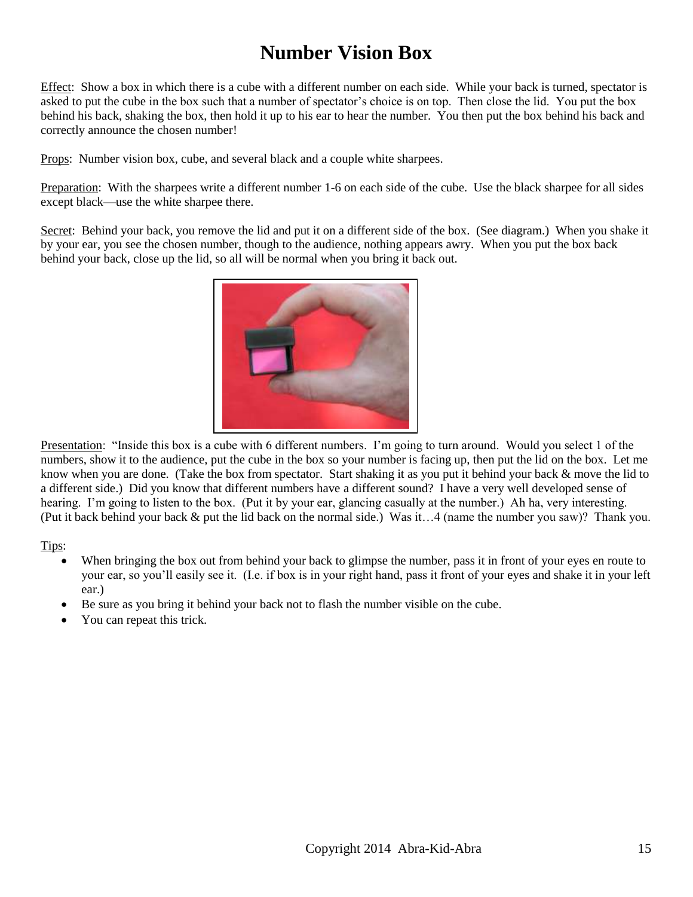# Number Vision Box

Effect: Show a box in which there is a cube with a different number on each side. While your back is turned, spectator is asked to put the cube in the box such that a number of spectator's choice is on top. Then close the lid. You put the box behind his back, shaking the box, then hold it up to his ear to hear the number. You then put the box behind his back and correctly announce the chosen number!

Props: Number vision box, cube, and several black and a couple white sharpees.

Preparation: With the sharpees write a different number 1-6 on each side of the cube. Use the black sharpee for all sides except black—use the white sharpee there.

Secret: Behind your back, you remove the lid and put it on a different side of the box. (See diagram.) When you shake it by your ear, you see the chosen number, though to the audience, nothing appears awry. When you put the box back behind your back, close up the lid, so all will be normal when you bring it back out.

Presentation: "Inside this box is a cube with 6 different numbers. I'm going to turn around. Would you select 1 of the numbers, show it to the audience, put the cube in the box so your number is facing up, then put the lid on the box. Let me know when you are done. (Take the box from spectator. Start shaking it as you put it behind your back & move the lid to a different side.) Did you know that different numbers have a different sound? I have a very well developed sense of hearing. I'm going to listen to the box. (Put it by your ear, glancing casually at the number.) Ah ha, very interesting. (Put it back behind your back & put the lid back on the normal side.) Was it…4 (name the number you saw)? Thank you.

Tips:

- When bringing the box out from behind your back to glimpse the number, pass it in front of your eyes en route to your ear, so you'll easily see it. (I.e. if box is in your right hand, pass it front of your eyes and shake it in your left ear.)
- Be sure as you bring it behind your back not to flash the number visible on the cube.
- You can repeat this trick.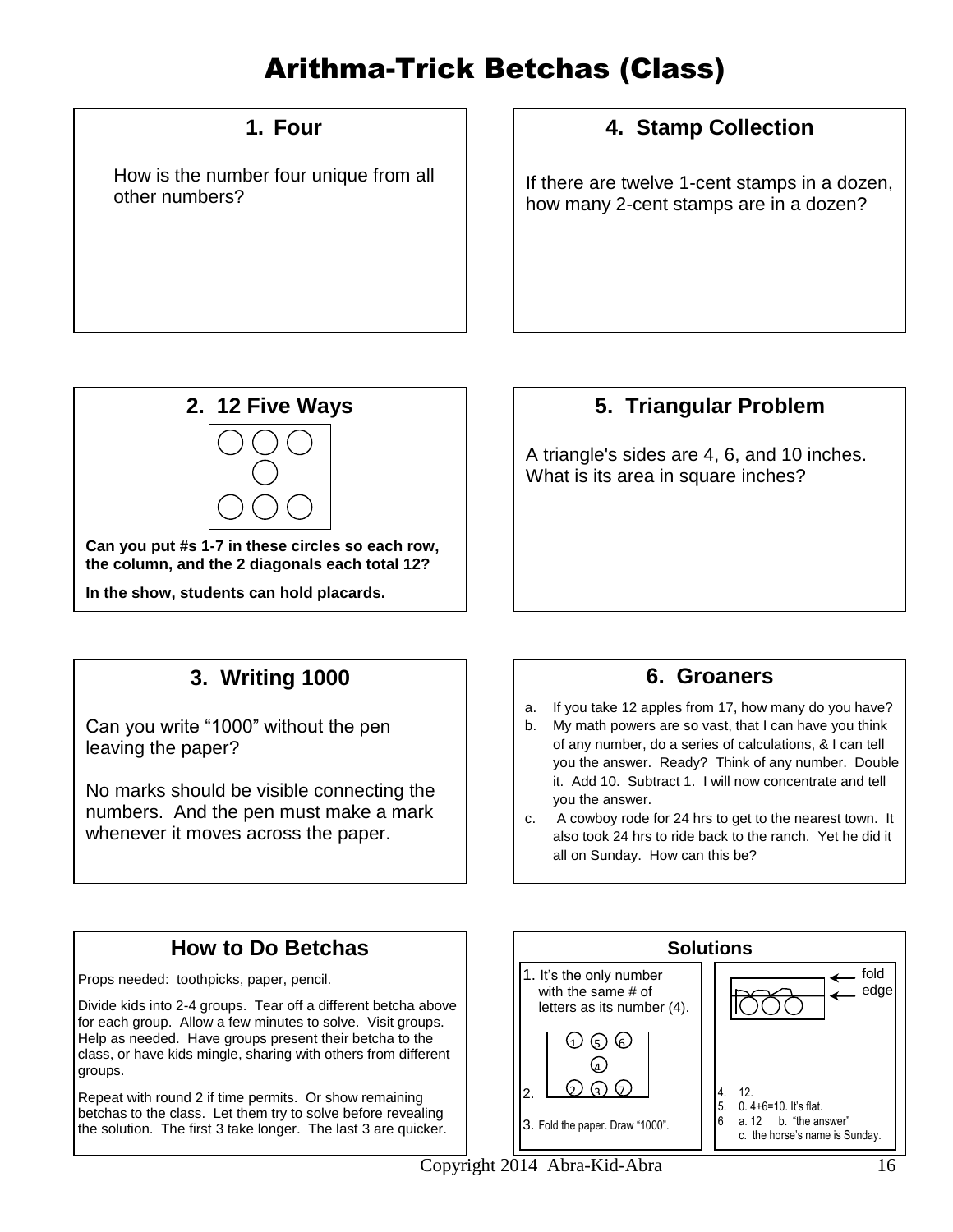# Arithma-Trick Betchas (Class)

## 1. Four

How is the number four unique from all other numbers?

## 2. 12 Five Ways

| ○ | ○ | ○ |
|---|---|---|
| | ○ | |
| ○ | ○ | ○ |

**Can you put #s 1-7 in these circles so each row, the column, and the 2 diagonals each total 12?**

**In the show, students can hold placards.**

## 3. Writing 1000

Can you write "1000" without the pen leaving the paper?

No marks should be visible connecting the numbers. And the pen must make a mark whenever it moves across the paper.

## 4. Stamp Collection

If there are twelve 1-cent stamps in a dozen, how many 2-cent stamps are in a dozen?

## 5. Triangular Problem

A triangle's sides are 4, 6, and 10 inches. What is its area in square inches?

## 6. Groaners

a. If you take 12 apples from 17, how many do you have?
b. My math powers are so vast, that I can have you think of any number, do a series of calculations, & I can tell you the answer. Ready? Think of any number. Double it. Add 10. Subtract 1. I will now concentrate and tell you the answer.
c. A cowboy rode for 24 hrs to get to the nearest town. It also took 24 hrs to ride back to the ranch. Yet he did it all on Sunday. How can this be?

## How to Do Betchas

Props needed: toothpicks, paper, pencil.

Divide kids into 2-4 groups. Tear off a different betcha above for each group. Allow a few minutes to solve. Visit groups. Help as needed. Have groups present their betcha to the class, or have kids mingle, sharing with others from different groups.

Repeat with round 2 if time permits. Or show remaining betchas to the class. Let them try to solve before revealing the solution. The first 3 take longer. The last 3 are quicker.

## Solutions

1. It's the only number with the same # of letters as its number (4).

2.

| 1 | 5 | 6 |
|---|---|---|
| | 4 | |
| 2 | 3 | 7 |

3. Fold the paper. Draw "1000". (fold, edge)

4. 12.
5. 0. 4+6=10. It's flat.
6. a. 12 b. "the answer" c. the horse's name is Sunday.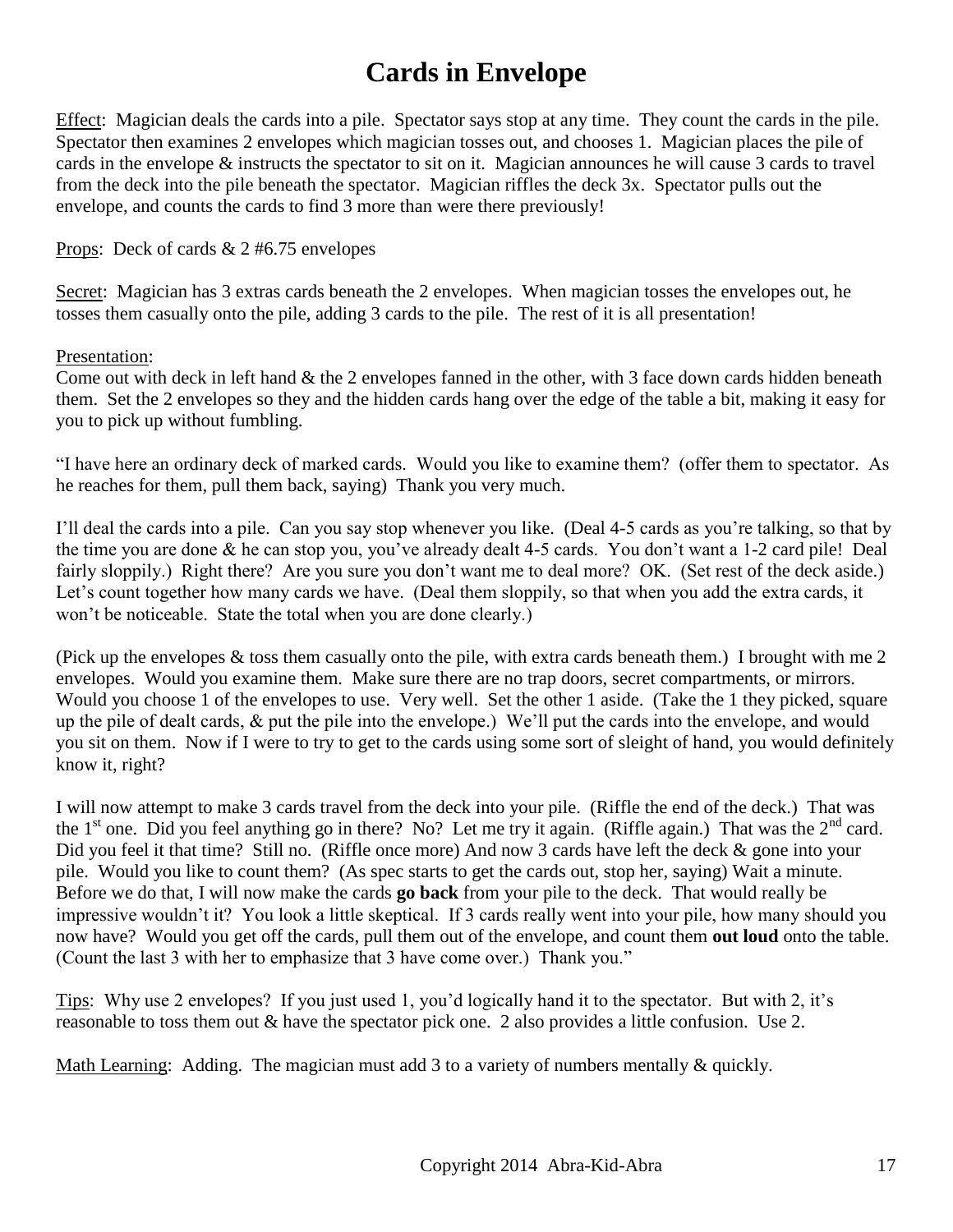# Cards in Envelope

Effect: Magician deals the cards into a pile. Spectator says stop at any time. They count the cards in the pile. Spectator then examines 2 envelopes which magician tosses out, and chooses 1. Magician places the pile of cards in the envelope & instructs the spectator to sit on it. Magician announces he will cause 3 cards to travel from the deck into the pile beneath the spectator. Magician riffles the deck 3x. Spectator pulls out the envelope, and counts the cards to find 3 more than were there previously!

Props: Deck of cards & 2 #6.75 envelopes

Secret: Magician has 3 extras cards beneath the 2 envelopes. When magician tosses the envelopes out, he tosses them casually onto the pile, adding 3 cards to the pile. The rest of it is all presentation!

Presentation:
Come out with deck in left hand & the 2 envelopes fanned in the other, with 3 face down cards hidden beneath them. Set the 2 envelopes so they and the hidden cards hang over the edge of the table a bit, making it easy for you to pick up without fumbling.

"I have here an ordinary deck of marked cards. Would you like to examine them? (offer them to spectator. As he reaches for them, pull them back, saying) Thank you very much.

I'll deal the cards into a pile. Can you say stop whenever you like. (Deal 4-5 cards as you're talking, so that by the time you are done & he can stop you, you've already dealt 4-5 cards. You don't want a 1-2 card pile! Deal fairly sloppily.) Right there? Are you sure you don't want me to deal more? OK. (Set rest of the deck aside.) Let's count together how many cards we have. (Deal them sloppily, so that when you add the extra cards, it won't be noticeable. State the total when you are done clearly.)

(Pick up the envelopes & toss them casually onto the pile, with extra cards beneath them.) I brought with me 2 envelopes. Would you examine them. Make sure there are no trap doors, secret compartments, or mirrors. Would you choose 1 of the envelopes to use. Very well. Set the other 1 aside. (Take the 1 they picked, square up the pile of dealt cards, & put the pile into the envelope.) We'll put the cards into the envelope, and would you sit on them. Now if I were to try to get to the cards using some sort of sleight of hand, you would definitely know it, right?

I will now attempt to make 3 cards travel from the deck into your pile. (Riffle the end of the deck.) That was the 1st one. Did you feel anything go in there? No? Let me try it again. (Riffle again.) That was the 2nd card. Did you feel it that time? Still no. (Riffle once more) And now 3 cards have left the deck & gone into your pile. Would you like to count them? (As spec starts to get the cards out, stop her, saying) Wait a minute. Before we do that, I will now make the cards **go back** from your pile to the deck. That would really be impressive wouldn't it? You look a little skeptical. If 3 cards really went into your pile, how many should you now have? Would you get off the cards, pull them out of the envelope, and count them **out loud** onto the table. (Count the last 3 with her to emphasize that 3 have come over.) Thank you."

Tips: Why use 2 envelopes? If you just used 1, you'd logically hand it to the spectator. But with 2, it's reasonable to toss them out & have the spectator pick one. 2 also provides a little confusion. Use 2.

Math Learning: Adding. The magician must add 3 to a variety of numbers mentally & quickly.

Copyright 2014 Abra-Kid-Abra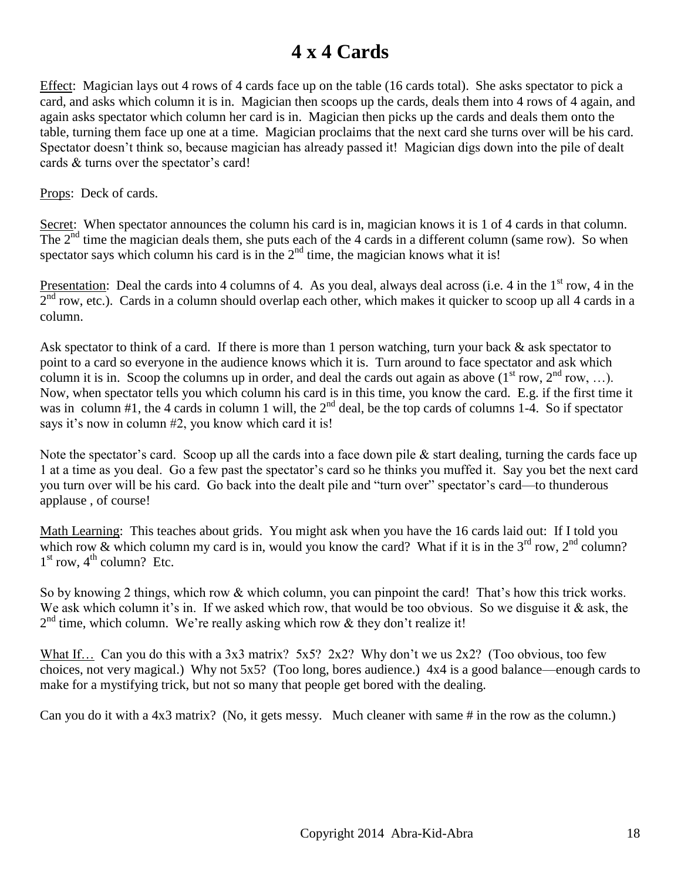# 4 x 4 Cards

Effect: Magician lays out 4 rows of 4 cards face up on the table (16 cards total). She asks spectator to pick a card, and asks which column it is in. Magician then scoops up the cards, deals them into 4 rows of 4 again, and again asks spectator which column her card is in. Magician then picks up the cards and deals them onto the table, turning them face up one at a time. Magician proclaims that the next card she turns over will be his card. Spectator doesn't think so, because magician has already passed it! Magician digs down into the pile of dealt cards & turns over the spectator's card!

Props: Deck of cards.

Secret: When spectator announces the column his card is in, magician knows it is 1 of 4 cards in that column. The 2nd time the magician deals them, she puts each of the 4 cards in a different column (same row). So when spectator says which column his card is in the 2nd time, the magician knows what it is!

Presentation: Deal the cards into 4 columns of 4. As you deal, always deal across (i.e. 4 in the 1st row, 4 in the 2nd row, etc.). Cards in a column should overlap each other, which makes it quicker to scoop up all 4 cards in a column.

Ask spectator to think of a card. If there is more than 1 person watching, turn your back & ask spectator to point to a card so everyone in the audience knows which it is. Turn around to face spectator and ask which column it is in. Scoop the columns up in order, and deal the cards out again as above (1st row, 2nd row, …). Now, when spectator tells you which column his card is in this time, you know the card. E.g. if the first time it was in column #1, the 4 cards in column 1 will, the 2nd deal, be the top cards of columns 1-4. So if spectator says it's now in column #2, you know which card it is!

Note the spectator's card. Scoop up all the cards into a face down pile & start dealing, turning the cards face up 1 at a time as you deal. Go a few past the spectator's card so he thinks you muffed it. Say you bet the next card you turn over will be his card. Go back into the dealt pile and "turn over" spectator's card—to thunderous applause , of course!

Math Learning: This teaches about grids. You might ask when you have the 16 cards laid out: If I told you which row & which column my card is in, would you know the card? What if it is in the 3rd row, 2nd column? 1st row, 4th column? Etc.

So by knowing 2 things, which row & which column, you can pinpoint the card! That's how this trick works. We ask which column it's in. If we asked which row, that would be too obvious. So we disguise it & ask, the 2nd time, which column. We're really asking which row & they don't realize it!

What If… Can you do this with a 3x3 matrix? 5x5? 2x2? Why don't we us 2x2? (Too obvious, too few choices, not very magical.) Why not 5x5? (Too long, bores audience.) 4x4 is a good balance—enough cards to make for a mystifying trick, but not so many that people get bored with the dealing.

Can you do it with a 4x3 matrix? (No, it gets messy. Much cleaner with same # in the row as the column.)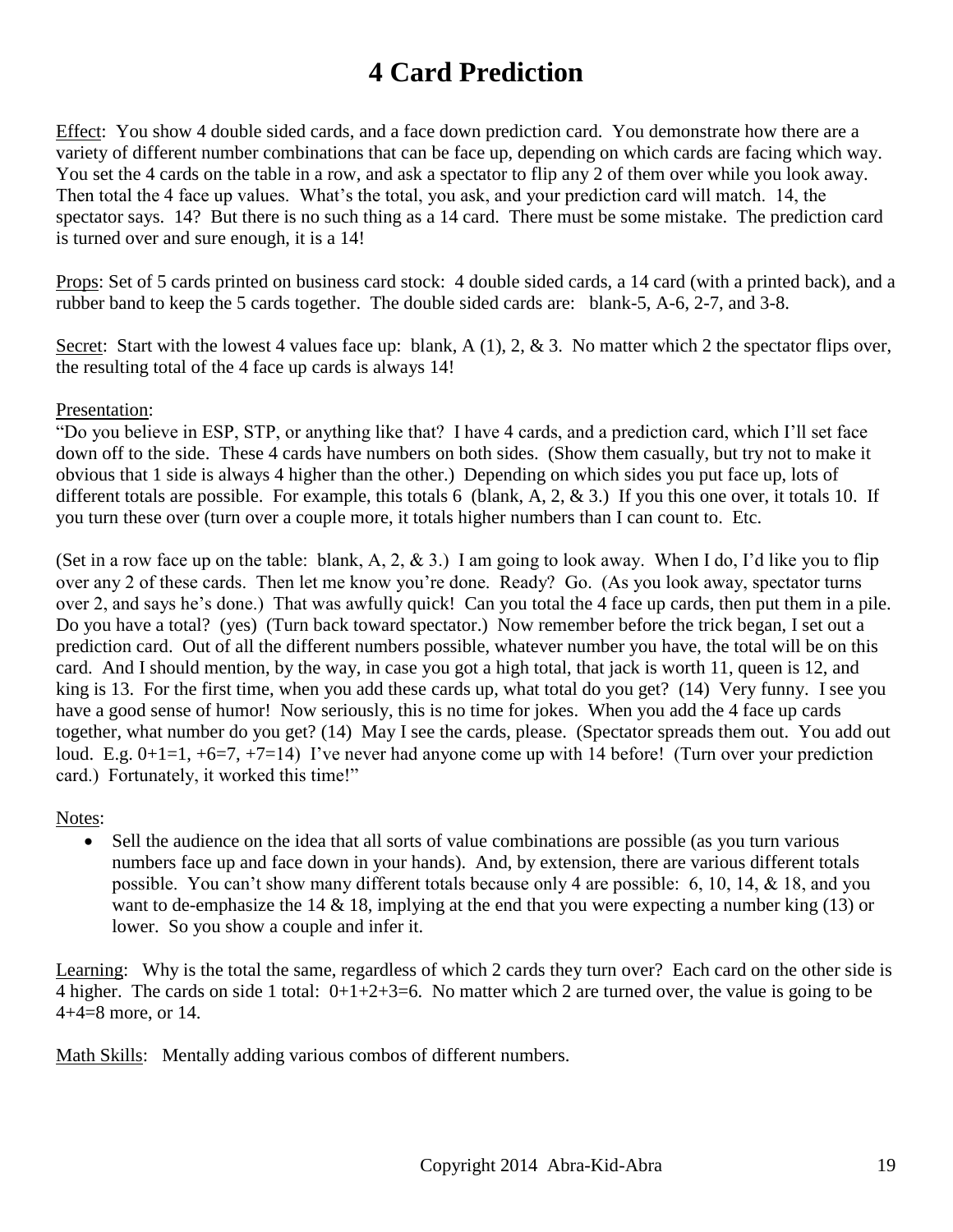# 4 Card Prediction

Effect: You show 4 double sided cards, and a face down prediction card. You demonstrate how there are a variety of different number combinations that can be face up, depending on which cards are facing which way. You set the 4 cards on the table in a row, and ask a spectator to flip any 2 of them over while you look away. Then total the 4 face up values. What's the total, you ask, and your prediction card will match. 14, the spectator says. 14? But there is no such thing as a 14 card. There must be some mistake. The prediction card is turned over and sure enough, it is a 14!

Props: Set of 5 cards printed on business card stock: 4 double sided cards, a 14 card (with a printed back), and a rubber band to keep the 5 cards together. The double sided cards are: blank-5, A-6, 2-7, and 3-8.

Secret: Start with the lowest 4 values face up: blank, A (1), 2, & 3. No matter which 2 the spectator flips over, the resulting total of the 4 face up cards is always 14!

Presentation:
"Do you believe in ESP, STP, or anything like that? I have 4 cards, and a prediction card, which I'll set face down off to the side. These 4 cards have numbers on both sides. (Show them casually, but try not to make it obvious that 1 side is always 4 higher than the other.) Depending on which sides you put face up, lots of different totals are possible. For example, this totals 6 (blank, A, 2, & 3.) If you this one over, it totals 10. If you turn these over (turn over a couple more, it totals higher numbers than I can count to. Etc.

(Set in a row face up on the table: blank, A, 2, & 3.) I am going to look away. When I do, I'd like you to flip over any 2 of these cards. Then let me know you're done. Ready? Go. (As you look away, spectator turns over 2, and says he's done.) That was awfully quick! Can you total the 4 face up cards, then put them in a pile. Do you have a total? (yes) (Turn back toward spectator.) Now remember before the trick began, I set out a prediction card. Out of all the different numbers possible, whatever number you have, the total will be on this card. And I should mention, by the way, in case you got a high total, that jack is worth 11, queen is 12, and king is 13. For the first time, when you add these cards up, what total do you get? (14) Very funny. I see you have a good sense of humor! Now seriously, this is no time for jokes. When you add the 4 face up cards together, what number do you get? (14) May I see the cards, please. (Spectator spreads them out. You add out loud. E.g. 0+1=1, +6=7, +7=14) I've never had anyone come up with 14 before! (Turn over your prediction card.) Fortunately, it worked this time!"

Notes:

- Sell the audience on the idea that all sorts of value combinations are possible (as you turn various numbers face up and face down in your hands). And, by extension, there are various different totals possible. You can't show many different totals because only 4 are possible: 6, 10, 14, & 18, and you want to de-emphasize the 14 & 18, implying at the end that you were expecting a number king (13) or lower. So you show a couple and infer it.

Learning: Why is the total the same, regardless of which 2 cards they turn over? Each card on the other side is 4 higher. The cards on side 1 total: 0+1+2+3=6. No matter which 2 are turned over, the value is going to be 4+4=8 more, or 14.

Math Skills: Mentally adding various combos of different numbers.

Copyright 2014 Abra-Kid-Abra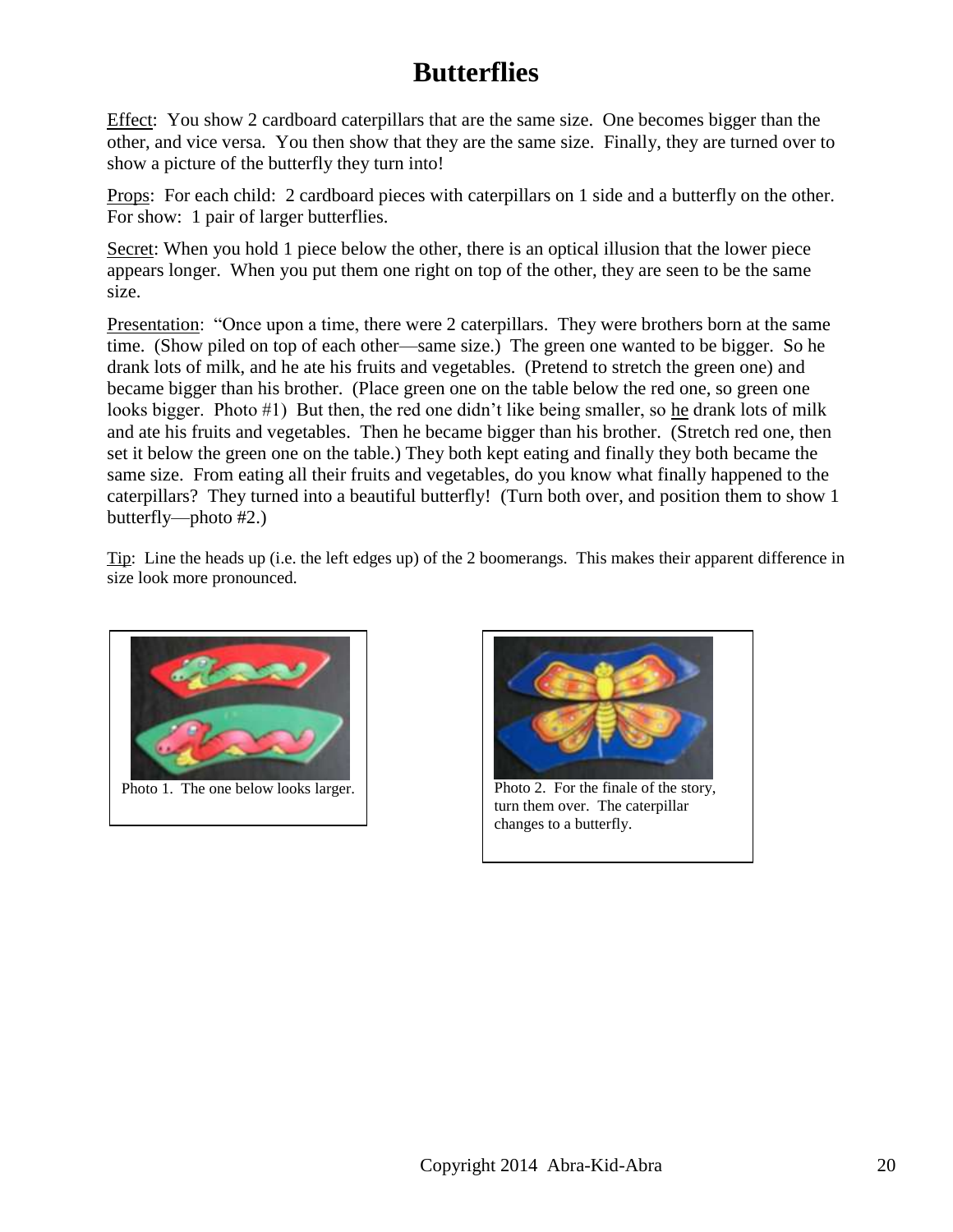# Butterflies

Effect: You show 2 cardboard caterpillars that are the same size. One becomes bigger than the other, and vice versa. You then show that they are the same size. Finally, they are turned over to show a picture of the butterfly they turn into!

Props: For each child: 2 cardboard pieces with caterpillars on 1 side and a butterfly on the other. For show: 1 pair of larger butterflies.

Secret: When you hold 1 piece below the other, there is an optical illusion that the lower piece appears longer. When you put them one right on top of the other, they are seen to be the same size.

Presentation: "Once upon a time, there were 2 caterpillars. They were brothers born at the same time. (Show piled on top of each other—same size.) The green one wanted to be bigger. So he drank lots of milk, and he ate his fruits and vegetables. (Pretend to stretch the green one) and became bigger than his brother. (Place green one on the table below the red one, so green one looks bigger. Photo #1) But then, the red one didn't like being smaller, so he drank lots of milk and ate his fruits and vegetables. Then he became bigger than his brother. (Stretch red one, then set it below the green one on the table.) They both kept eating and finally they both became the same size. From eating all their fruits and vegetables, do you know what finally happened to the caterpillars? They turned into a beautiful butterfly! (Turn both over, and position them to show 1 butterfly—photo #2.)

Tip: Line the heads up (i.e. the left edges up) of the 2 boomerangs. This makes their apparent difference in size look more pronounced.

Photo 1. The one below looks larger.

Photo 2. For the finale of the story, turn them over. The caterpillar changes to a butterfly.

Copyright 2014 Abra-Kid-Abra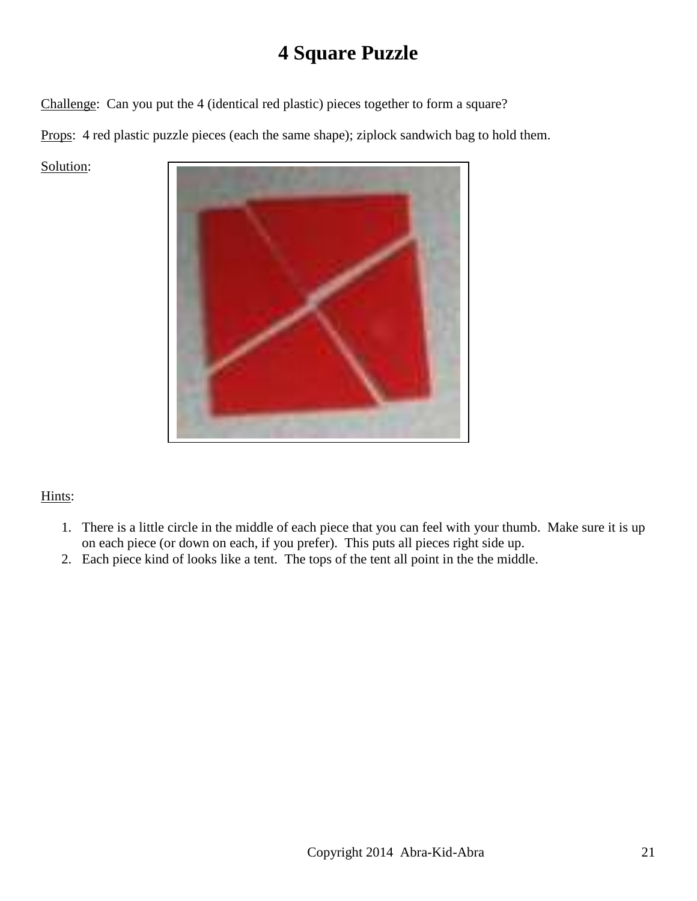# 4 Square Puzzle

Challenge: Can you put the 4 (identical red plastic) pieces together to form a square?

Props: 4 red plastic puzzle pieces (each the same shape); ziplock sandwich bag to hold them.

Solution:

Hints:

1. There is a little circle in the middle of each piece that you can feel with your thumb. Make sure it is up on each piece (or down on each, if you prefer). This puts all pieces right side up.
2. Each piece kind of looks like a tent. The tops of the tent all point in the the middle.

Copyright 2014 Abra-Kid-Abra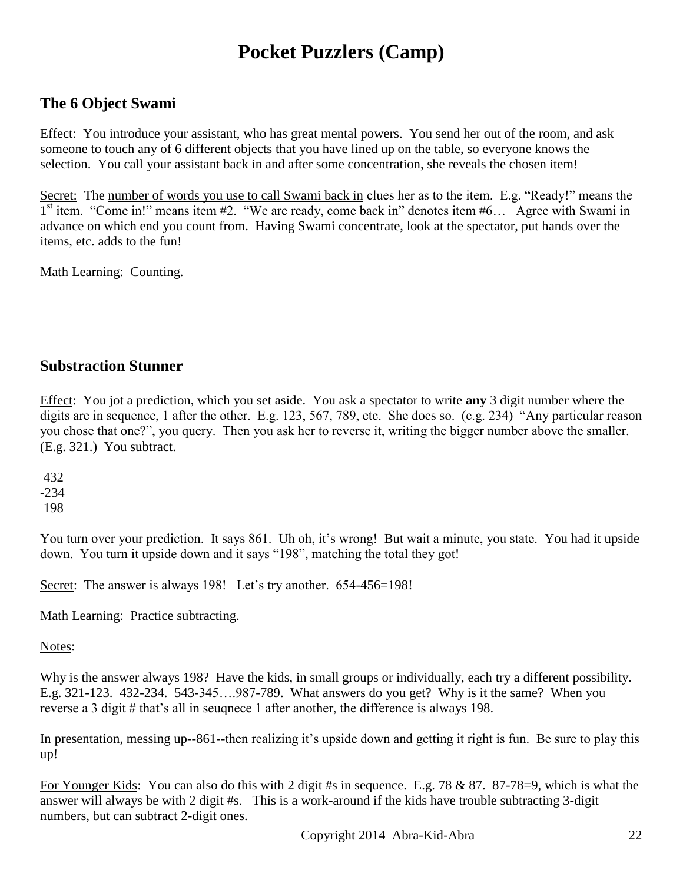# Pocket Puzzlers (Camp)

## The 6 Object Swami

Effect: You introduce your assistant, who has great mental powers. You send her out of the room, and ask someone to touch any of 6 different objects that you have lined up on the table, so everyone knows the selection. You call your assistant back in and after some concentration, she reveals the chosen item!

Secret: The number of words you use to call Swami back in clues her as to the item. E.g. "Ready!" means the 1st item. "Come in!" means item #2. "We are ready, come back in" denotes item #6… Agree with Swami in advance on which end you count from. Having Swami concentrate, look at the spectator, put hands over the items, etc. adds to the fun!

Math Learning: Counting.

## Substraction Stunner

Effect: You jot a prediction, which you set aside. You ask a spectator to write **any** 3 digit number where the digits are in sequence, 1 after the other. E.g. 123, 567, 789, etc. She does so. (e.g. 234) "Any particular reason you chose that one?", you query. Then you ask her to reverse it, writing the bigger number above the smaller. (E.g. 321.) You subtract.

```
 432
-234
 198
```

You turn over your prediction. It says 861. Uh oh, it's wrong! But wait a minute, you state. You had it upside down. You turn it upside down and it says "198", matching the total they got!

Secret: The answer is always 198! Let's try another. 654-456=198!

Math Learning: Practice subtracting.

Notes:

Why is the answer always 198? Have the kids, in small groups or individually, each try a different possibility. E.g. 321-123. 432-234. 543-345….987-789. What answers do you get? Why is it the same? When you reverse a 3 digit # that's all in seuqnece 1 after another, the difference is always 198.

In presentation, messing up--861--then realizing it's upside down and getting it right is fun. Be sure to play this up!

For Younger Kids: You can also do this with 2 digit #s in sequence. E.g. 78 & 87. 87-78=9, which is what the answer will always be with 2 digit #s. This is a work-around if the kids have trouble subtracting 3-digit numbers, but can subtract 2-digit ones.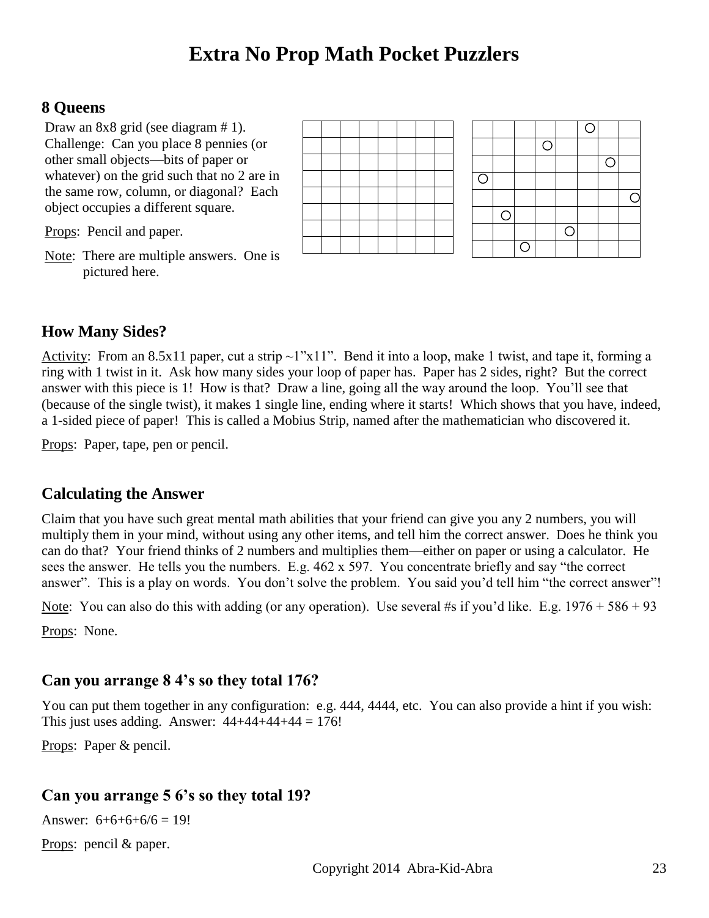# Extra No Prop Math Pocket Puzzlers

## 8 Queens

Draw an 8x8 grid (see diagram # 1). Challenge: Can you place 8 pennies (or other small objects—bits of paper or whatever) on the grid such that no 2 are in the same row, column, or diagonal? Each object occupies a different square.

Props: Pencil and paper.

Note: There are multiple answers. One is pictured here.

| | | | | | | | |
|---|---|---|---|---|---|---|---|
| | | | | | | | |
| | | | | | | | |
| | | | | | | | |
| | | | | | | | |
| | | | | | | | |
| | | | | | | | |
| | | | | | | | |
| | | | | | | | |

| | | | | | | | |
|---|---|---|---|---|---|---|---|
| | | | | | ○ | | |
| | | | ○ | | | | |
| | | | | | | ○ | |
| ○ | | | | | | | |
| | | | | | | | ○ |
| | ○ | | | | | | |
| | | | | ○ | | | |
| | | ○ | | | | | |

## How Many Sides?

Activity: From an 8.5x11 paper, cut a strip ~1"x11". Bend it into a loop, make 1 twist, and tape it, forming a ring with 1 twist in it. Ask how many sides your loop of paper has. Paper has 2 sides, right? But the correct answer with this piece is 1! How is that? Draw a line, going all the way around the loop. You'll see that (because of the single twist), it makes 1 single line, ending where it starts! Which shows that you have, indeed, a 1-sided piece of paper! This is called a Mobius Strip, named after the mathematician who discovered it.

Props: Paper, tape, pen or pencil.

## Calculating the Answer

Claim that you have such great mental math abilities that your friend can give you any 2 numbers, you will multiply them in your mind, without using any other items, and tell him the correct answer. Does he think you can do that? Your friend thinks of 2 numbers and multiplies them—either on paper or using a calculator. He sees the answer. He tells you the numbers. E.g. 462 x 597. You concentrate briefly and say "the correct answer". This is a play on words. You don't solve the problem. You said you'd tell him "the correct answer"!

Note: You can also do this with adding (or any operation). Use several #s if you'd like. E.g. 1976 + 586 + 93

Props: None.

## Can you arrange 8 4's so they total 176?

You can put them together in any configuration: e.g. 444, 4444, etc. You can also provide a hint if you wish: This just uses adding. Answer: 44+44+44+44 = 176!

Props: Paper & pencil.

## Can you arrange 5 6's so they total 19?

Answer: 6+6+6+6/6 = 19!

Props: pencil & paper.

Copyright 2014 Abra-Kid-Abra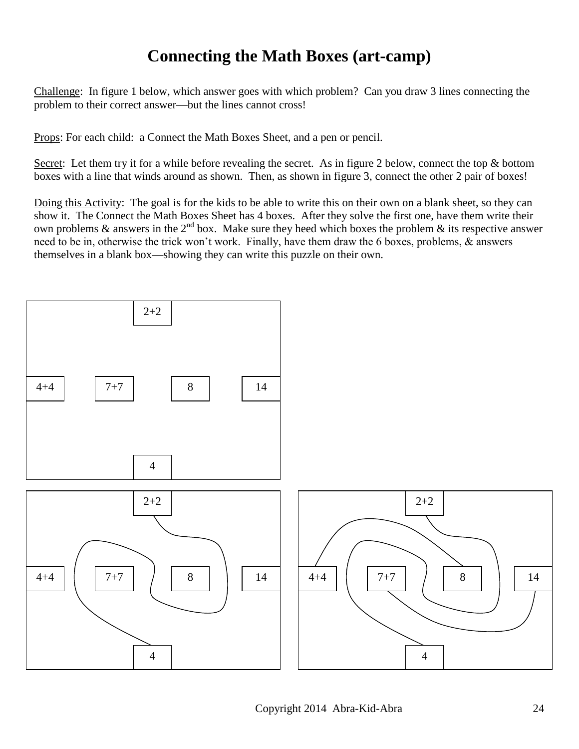# Connecting the Math Boxes (art-camp)

Challenge: In figure 1 below, which answer goes with which problem? Can you draw 3 lines connecting the problem to their correct answer—but the lines cannot cross!

Props: For each child: a Connect the Math Boxes Sheet, and a pen or pencil.

Secret: Let them try it for a while before revealing the secret. As in figure 2 below, connect the top & bottom boxes with a line that winds around as shown. Then, as shown in figure 3, connect the other 2 pair of boxes!

Doing this Activity: The goal is for the kids to be able to write this on their own on a blank sheet, so they can show it. The Connect the Math Boxes Sheet has 4 boxes. After they solve the first one, have them write their own problems & answers in the 2nd box. Make sure they heed which boxes the problem & its respective answer need to be in, otherwise the trick won't work. Finally, have them draw the 6 boxes, problems, & answers themselves in a blank box—showing they can write this puzzle on their own.

2+2

4+4 7+7 8 14

4

2+2

4+4 7+7 8 14

4

2+2

4+4 7+7 8 14

4

Copyright 2014 Abra-Kid-Abra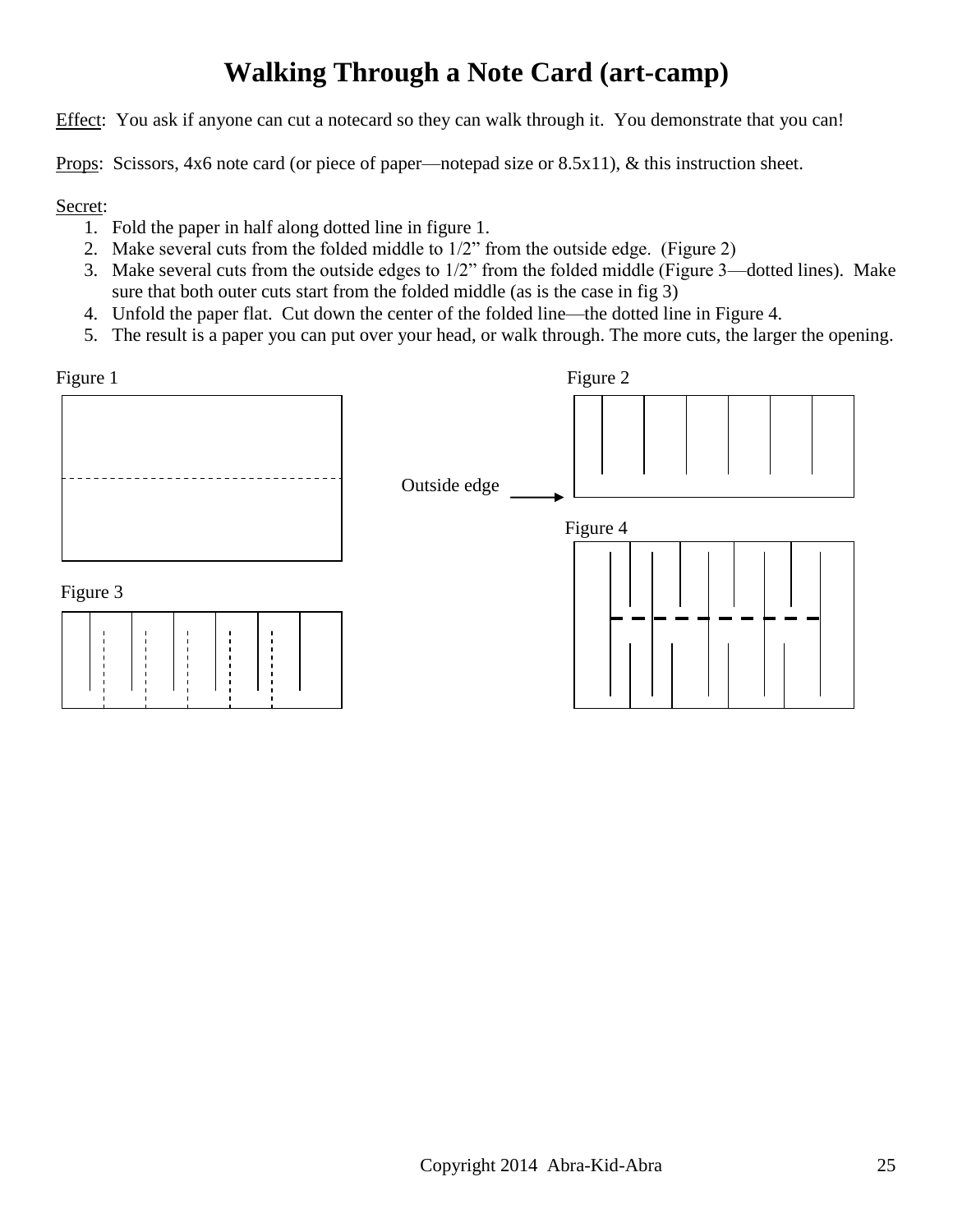# Walking Through a Note Card (art-camp)

Effect: You ask if anyone can cut a notecard so they can walk through it. You demonstrate that you can!

Props: Scissors, 4x6 note card (or piece of paper—notepad size or 8.5x11), & this instruction sheet.

Secret:

1. Fold the paper in half along dotted line in figure 1.
2. Make several cuts from the folded middle to 1/2" from the outside edge. (Figure 2)
3. Make several cuts from the outside edges to 1/2" from the folded middle (Figure 3—dotted lines). Make sure that both outer cuts start from the folded middle (as is the case in fig 3)
4. Unfold the paper flat. Cut down the center of the folded line—the dotted line in Figure 4.
5. The result is a paper you can put over your head, or walk through. The more cuts, the larger the opening.

Figure 1

Figure 2

Outside edge

Figure 3

Figure 4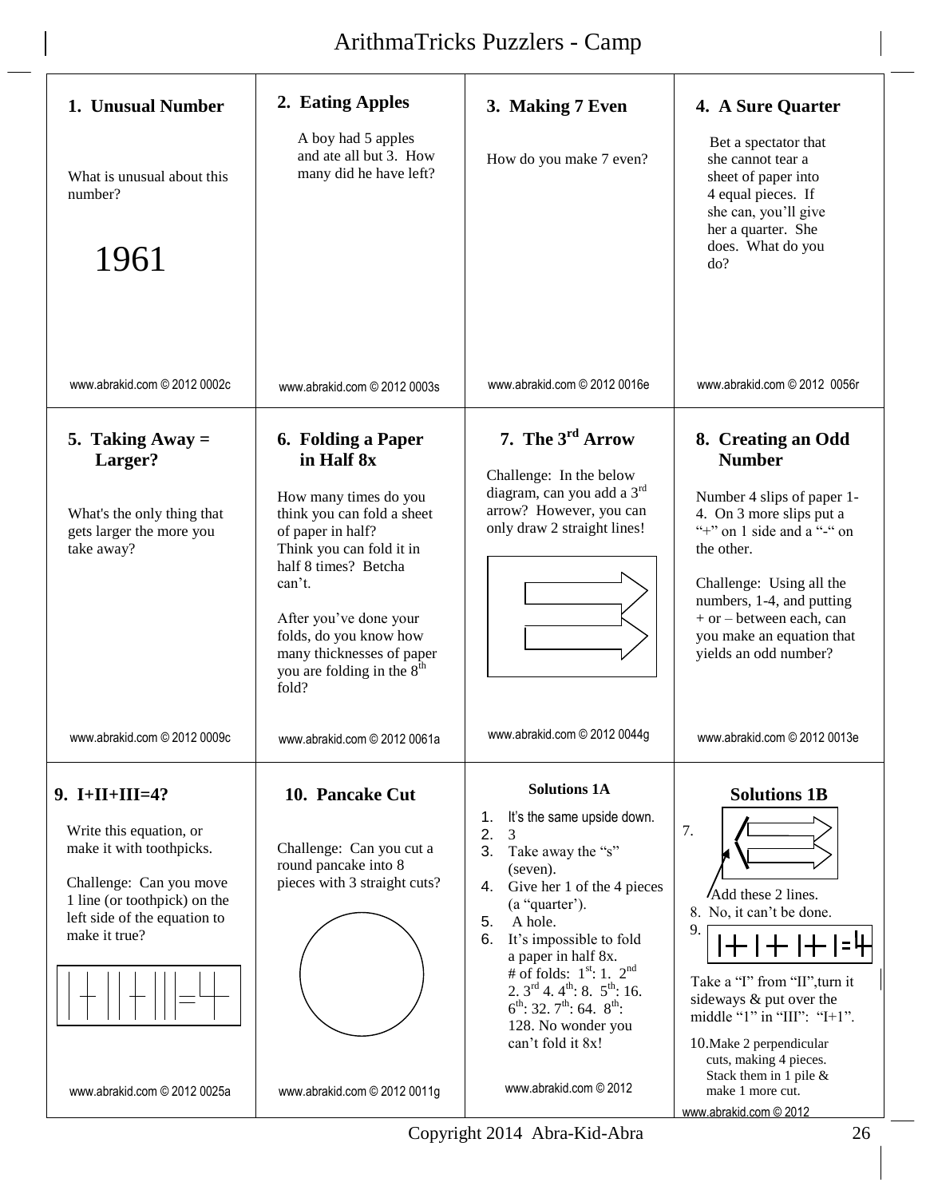# ArithmaTricks Puzzlers - Camp

## 1. Unusual Number

What is unusual about this number?

1961

www.abrakid.com © 2012 0002c

## 2. Eating Apples

A boy had 5 apples and ate all but 3. How many did he have left?

www.abrakid.com © 2012 0003s

## 3. Making 7 Even

How do you make 7 even?

www.abrakid.com © 2012 0016e

## 4. A Sure Quarter

Bet a spectator that she cannot tear a sheet of paper into 4 equal pieces. If she can, you'll give her a quarter. She does. What do you do?

www.abrakid.com © 2012 0056r

## 5. Taking Away = Larger?

What's the only thing that gets larger the more you take away?

www.abrakid.com © 2012 0009c

## 6. Folding a Paper in Half 8x

How many times do you think you can fold a sheet of paper in half?
Think you can fold it in half 8 times? Betcha can't.

After you've done your folds, do you know how many thicknesses of paper you are folding in the 8th fold?

www.abrakid.com © 2012 0061a

## 7. The 3rd Arrow

Challenge: In the below diagram, can you add a 3rd arrow? However, you can only draw 2 straight lines!

www.abrakid.com © 2012 0044g

## 8. Creating an Odd Number

Number 4 slips of paper 1-4. On 3 more slips put a "+" on 1 side and a "-" on the other.

Challenge: Using all the numbers, 1-4, and putting + or – between each, can you make an equation that yields an odd number?

www.abrakid.com © 2012 0013e

## 9. I+II+III=4?

Write this equation, or make it with toothpicks.

Challenge: Can you move 1 line (or toothpick) on the left side of the equation to make it true?

| + || + ||| = 4

www.abrakid.com © 2012 0025a

## 10. Pancake Cut

Challenge: Can you cut a round pancake into 8 pieces with 3 straight cuts?

www.abrakid.com © 2012 0011g

## Solutions 1A

1. It's the same upside down.
2. 3
3. Take away the "s" (seven).
4. Give her 1 of the 4 pieces (a "quarter').
5. A hole.
6. It's impossible to fold a paper in half 8x. # of folds: 1st: 1. 2nd 2. 3rd 4. 4th: 8. 5th: 16. 6th: 32. 7th: 64. 8th: 128. No wonder you can't fold it 8x!

www.abrakid.com © 2012

## Solutions 1B

7. Add these 2 lines.
8. No, it can't be done.
9. |+|+|+|=4

Take a "I" from "II",turn it sideways & put over the middle "1" in "III": "I+1".

10. Make 2 perpendicular cuts, making 4 pieces. Stack them in 1 pile & make 1 more cut.

www.abrakid.com © 2012

Copyright 2014 Abra-Kid-Abra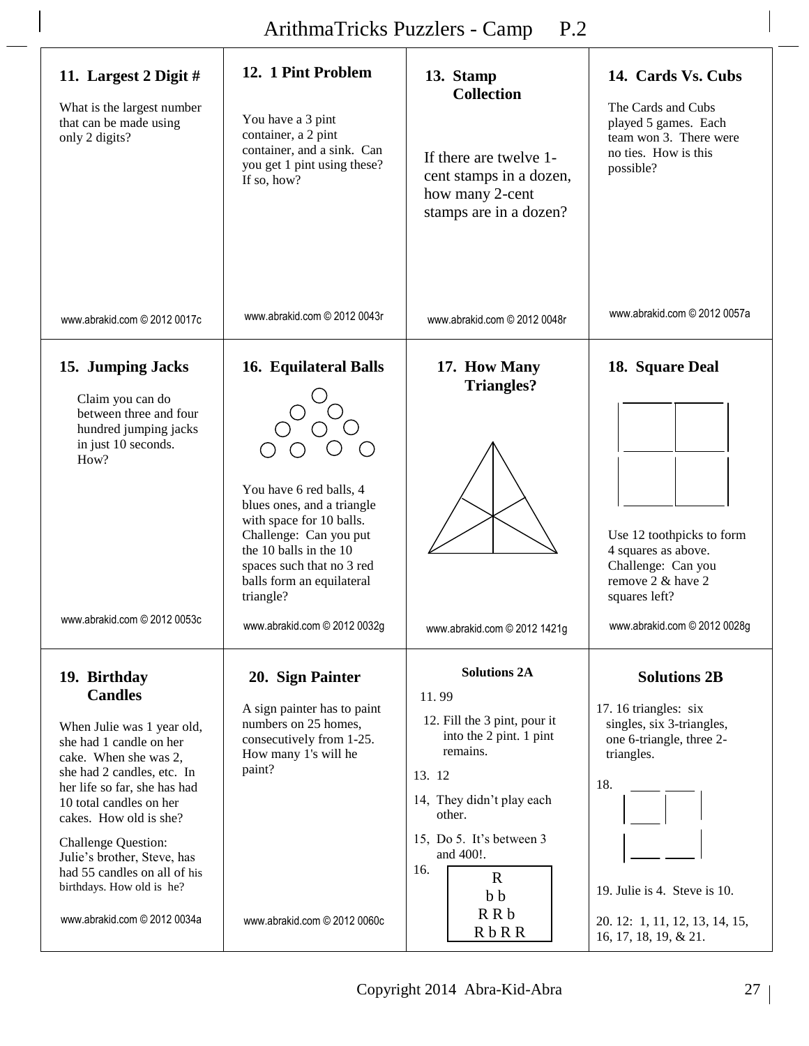## 11. Largest 2 Digit #

What is the largest number that can be made using only 2 digits?

www.abrakid.com © 2012 0017c

## 12. 1 Pint Problem

You have a 3 pint container, a 2 pint container, and a sink. Can you get 1 pint using these? If so, how?

www.abrakid.com © 2012 0043r

## 13. Stamp Collection

If there are twelve 1-cent stamps in a dozen, how many 2-cent stamps are in a dozen?

www.abrakid.com © 2012 0048r

## 14. Cards Vs. Cubs

The Cards and Cubs played 5 games. Each team won 3. There were no ties. How is this possible?

www.abrakid.com © 2012 0057a

## 15. Jumping Jacks

Claim you can do between three and four hundred jumping jacks in just 10 seconds. How?

www.abrakid.com © 2012 0053c

## 16. Equilateral Balls

You have 6 red balls, 4 blues ones, and a triangle with space for 10 balls. Challenge: Can you put the 10 balls in the 10 spaces such that no 3 red balls form an equilateral triangle?

www.abrakid.com © 2012 0032g

## 17. How Many Triangles?

www.abrakid.com © 2012 1421g

## 18. Square Deal

Use 12 toothpicks to form 4 squares as above. Challenge: Can you remove 2 & have 2 squares left?

www.abrakid.com © 2012 0028g

## 19. Birthday Candles

When Julie was 1 year old, she had 1 candle on her cake. When she was 2, she had 2 candles, etc. In her life so far, she has had 10 total candles on her cakes. How old is she?

Challenge Question: Julie's brother, Steve, has had 55 candles on all of his birthdays. How old is he?

www.abrakid.com © 2012 0034a

## 20. Sign Painter

A sign painter has to paint numbers on 25 homes, consecutively from 1-25. How many 1's will he paint?

www.abrakid.com © 2012 0060c

### Solutions 2A

11. 99

12. Fill the 3 pint, pour it into the 2 pint. 1 pint remains.

13. 12

14. They didn't play each other.

15. Do 5. It's between 3 and 400!.

16.

R
b b
R R b
R b R R

### Solutions 2B

17. 16 triangles: six singles, six 3-triangles, one 6-triangle, three 2-triangles.

18.

19. Julie is 4. Steve is 10.

20. 12: 1, 11, 12, 13, 14, 15, 16, 17, 18, 19, & 21.